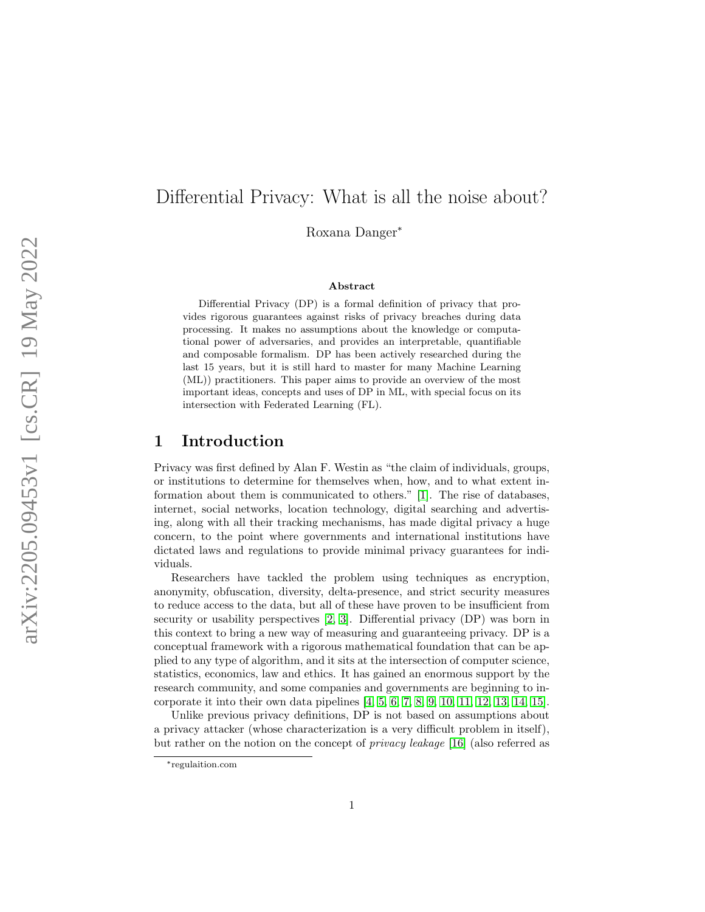# Differential Privacy: What is all the noise about?

Roxana Danger*

## Abstract

Differential Privacy (DP) is a formal definition of privacy that provides rigorous guarantees against risks of privacy breaches during data processing. It makes no assumptions about the knowledge or computational power of adversaries, and provides an interpretable, quantifiable and composable formalism. DP has been actively researched during the last 15 years, but it is still hard to master for many Machine Learning (ML)) practitioners. This paper aims to provide an overview of the most important ideas, concepts and uses of DP in ML, with special focus on its intersection with Federated Learning (FL).

## 1 Introduction

Privacy was first defined by Alan F. Westin as "the claim of individuals, groups, or institutions to determine for themselves when, how, and to what extent information about them is communicated to others." [1]. The rise of databases, internet, social networks, location technology, digital searching and advertising, along with all their tracking mechanisms, has made digital privacy a huge concern, to the point where governments and international institutions have dictated laws and regulations to provide minimal privacy guarantees for individuals.

Researchers have tackled the problem using techniques as encryption, anonymity, obfuscation, diversity, delta-presence, and strict security measures to reduce access to the data, but all of these have proven to be insufficient from security or usability perspectives [2, 3]. Differential privacy (DP) was born in this context to bring a new way of measuring and guaranteeing privacy. DP is a conceptual framework with a rigorous mathematical foundation that can be applied to any type of algorithm, and it sits at the intersection of computer science, statistics, economics, law and ethics. It has gained an enormous support by the research community, and some companies and governments are beginning to incorporate it into their own data pipelines [4, 5, 6, 7, 8, 9, 10, 11, 12, 13, 14, 15].

Unlike previous privacy definitions, DP is not based on assumptions about a privacy attacker (whose characterization is a very difficult problem in itself), but rather on the notion on the concept of *privacy leakage* [16] (also referred as

*regulaition.com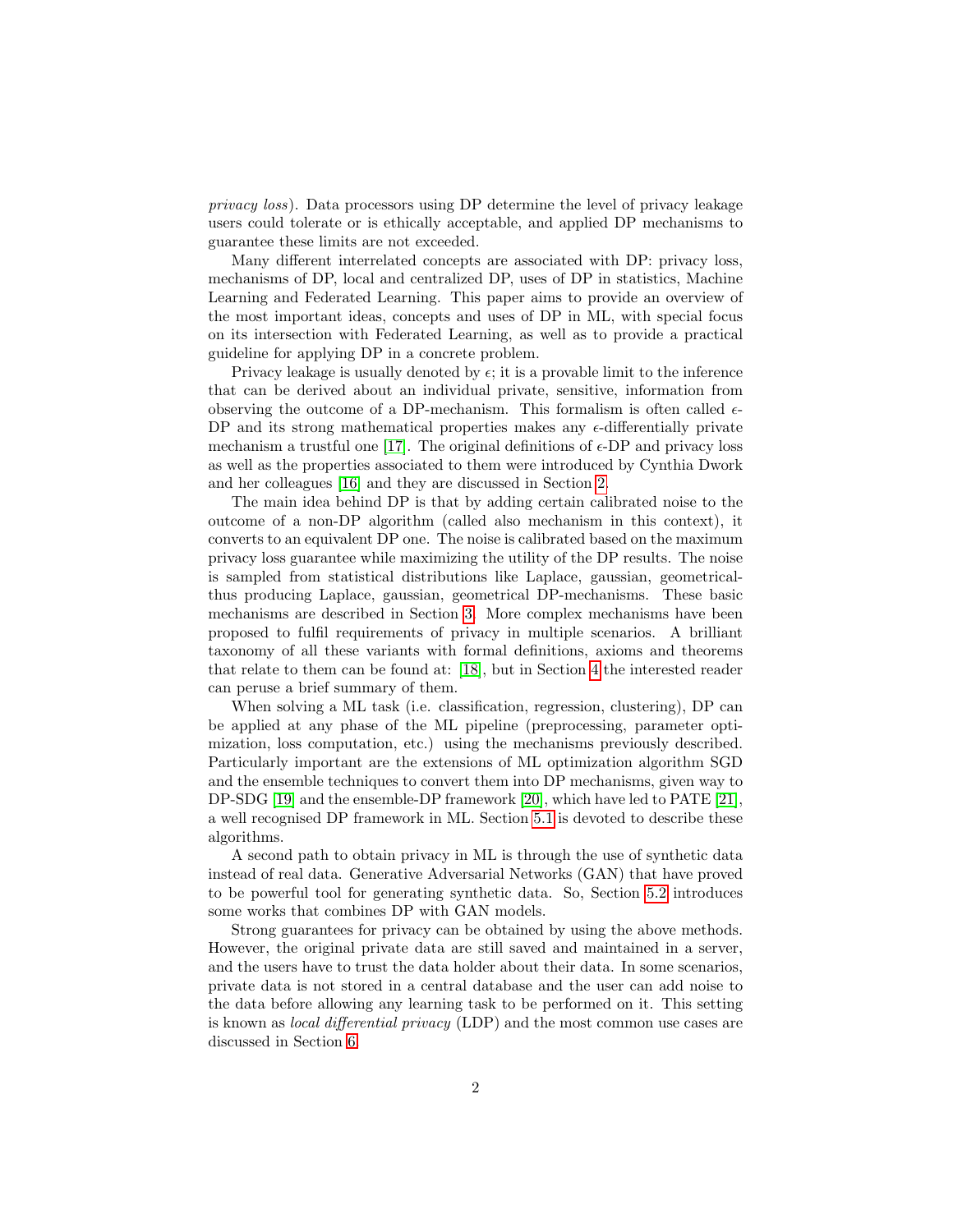*privacy loss*). Data processors using DP determine the level of privacy leakage users could tolerate or is ethically acceptable, and applied DP mechanisms to guarantee these limits are not exceeded.

Many different interrelated concepts are associated with DP: privacy loss, mechanisms of DP, local and centralized DP, uses of DP in statistics, Machine Learning and Federated Learning. This paper aims to provide an overview of the most important ideas, concepts and uses of DP in ML, with special focus on its intersection with Federated Learning, as well as to provide a practical guideline for applying DP in a concrete problem.

Privacy leakage is usually denoted by $\epsilon$; it is a provable limit to the inference that can be derived about an individual private, sensitive, information from observing the outcome of a DP-mechanism. This formalism is often called $\epsilon$-DP and its strong mathematical properties makes any $\epsilon$-differentially private mechanism a trustful one [17]. The original definitions of $\epsilon$-DP and privacy loss as well as the properties associated to them were introduced by Cynthia Dwork and her colleagues [16] and they are discussed in Section 2.

The main idea behind DP is that by adding certain calibrated noise to the outcome of a non-DP algorithm (called also mechanism in this context), it converts to an equivalent DP one. The noise is calibrated based on the maximum privacy loss guarantee while maximizing the utility of the DP results. The noise is sampled from statistical distributions like Laplace, gaussian, geometrical-thus producing Laplace, gaussian, geometrical DP-mechanisms. These basic mechanisms are described in Section 3. More complex mechanisms have been proposed to fulfil requirements of privacy in multiple scenarios. A brilliant taxonomy of all these variants with formal definitions, axioms and theorems that relate to them can be found at: [18], but in Section 4 the interested reader can peruse a brief summary of them.

When solving a ML task (i.e. classification, regression, clustering), DP can be applied at any phase of the ML pipeline (preprocessing, parameter optimization, loss computation, etc.) using the mechanisms previously described. Particularly important are the extensions of ML optimization algorithm SGD and the ensemble techniques to convert them into DP mechanisms, given way to DP-SDG [19] and the ensemble-DP framework [20], which have led to PATE [21], a well recognised DP framework in ML. Section 5.1 is devoted to describe these algorithms.

A second path to obtain privacy in ML is through the use of synthetic data instead of real data. Generative Adversarial Networks (GAN) that have proved to be powerful tool for generating synthetic data. So, Section 5.2 introduces some works that combines DP with GAN models.

Strong guarantees for privacy can be obtained by using the above methods. However, the original private data are still saved and maintained in a server, and the users have to trust the data holder about their data. In some scenarios, private data is not stored in a central database and the user can add noise to the data before allowing any learning task to be performed on it. This setting is known as *local differential privacy* (LDP) and the most common use cases are discussed in Section 6.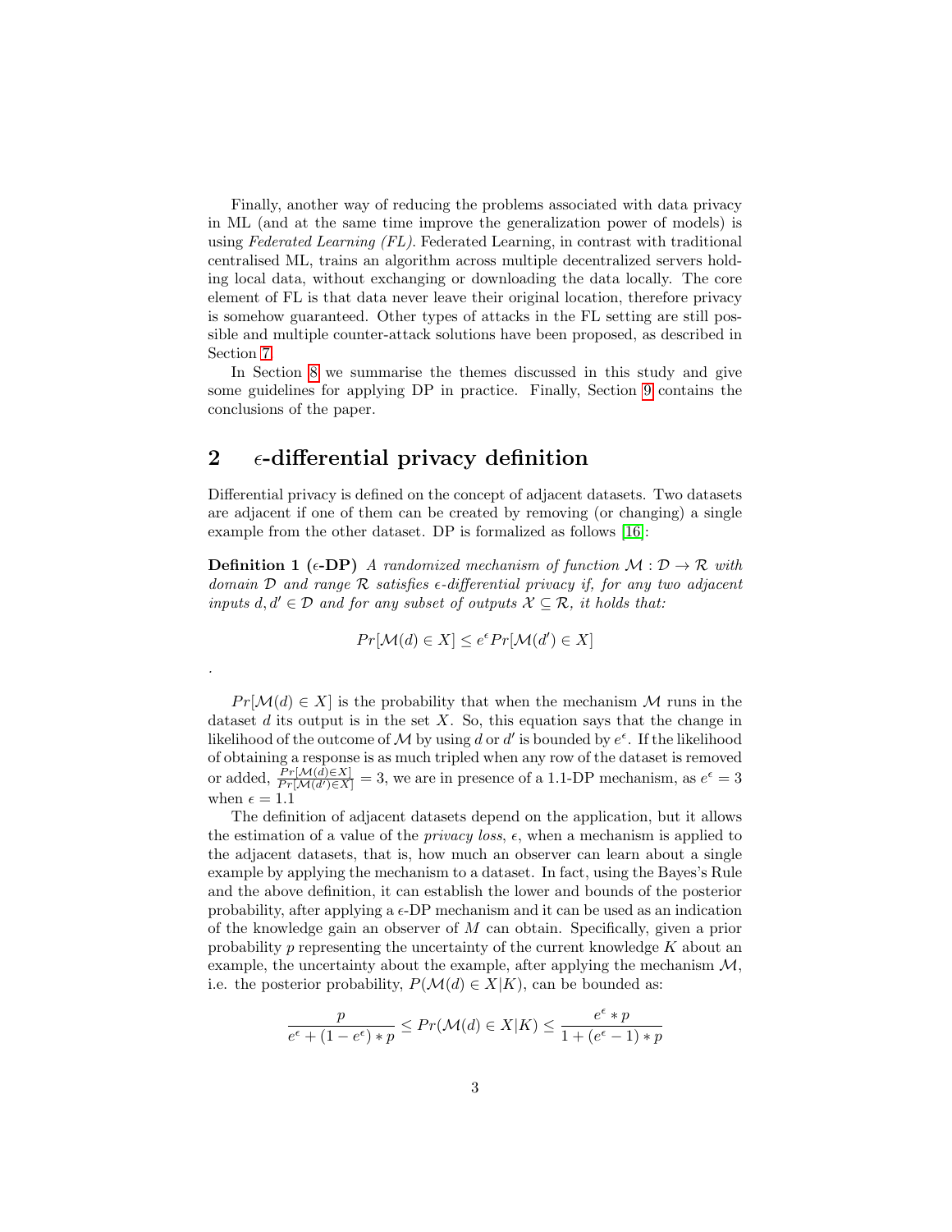Finally, another way of reducing the problems associated with data privacy in ML (and at the same time improve the generalization power of models) is using *Federated Learning (FL)*. Federated Learning, in contrast with traditional centralised ML, trains an algorithm across multiple decentralized servers holding local data, without exchanging or downloading the data locally. The core element of FL is that data never leave their original location, therefore privacy is somehow guaranteed. Other types of attacks in the FL setting are still possible and multiple counter-attack solutions have been proposed, as described in Section 7.

In Section 8 we summarise the themes discussed in this study and give some guidelines for applying DP in practice. Finally, Section 9 contains the conclusions of the paper.

## 2 $\epsilon$-differential privacy definition

Differential privacy is defined on the concept of adjacent datasets. Two datasets are adjacent if one of them can be created by removing (or changing) a single example from the other dataset. DP is formalized as follows [16]:

**Definition 1 ($\epsilon$-DP)** *A randomized mechanism of function $\mathcal{M} : \mathcal{D} \to \mathcal{R}$ with domain $\mathcal{D}$ and range $\mathcal{R}$ satisfies $\epsilon$-differential privacy if, for any two adjacent inputs $d, d' \in \mathcal{D}$ and for any subset of outputs $\mathcal{X} \subseteq \mathcal{R}$, it holds that:*

$$Pr[\mathcal{M}(d) \in X] \leq e^{\epsilon} Pr[\mathcal{M}(d') \in X]$$

.

$Pr[\mathcal{M}(d) \in X]$ is the probability that when the mechanism $\mathcal{M}$ runs in the dataset $d$ its output is in the set $X$. So, this equation says that the change in likelihood of the outcome of $\mathcal{M}$ by using $d$ or $d'$ is bounded by $e^{\epsilon}$. If the likelihood of obtaining a response is as much tripled when any row of the dataset is removed or added, $\frac{Pr[\mathcal{M}(d) \in X]}{Pr[\mathcal{M}(d') \in X]} = 3$, we are in presence of a 1.1-DP mechanism, as $e^{\epsilon} = 3$ when $\epsilon = 1.1$

The definition of adjacent datasets depend on the application, but it allows the estimation of a value of the *privacy loss*, $\epsilon$, when a mechanism is applied to the adjacent datasets, that is, how much an observer can learn about a single example by applying the mechanism to a dataset. In fact, using the Bayes's Rule and the above definition, it can establish the lower and bounds of the posterior probability, after applying a $\epsilon$-DP mechanism and it can be used as an indication of the knowledge gain an observer of $M$ can obtain. Specifically, given a prior probability $p$ representing the uncertainty of the current knowledge $K$ about an example, the uncertainty about the example, after applying the mechanism $\mathcal{M}$, i.e. the posterior probability, $P(\mathcal{M}(d) \in X|K)$, can be bounded as:

$$\frac{p}{e^{\epsilon} + (1 - e^{\epsilon}) * p} \leq Pr(\mathcal{M}(d) \in X|K) \leq \frac{e^{\epsilon} * p}{1 + (e^{\epsilon} - 1) * p}$$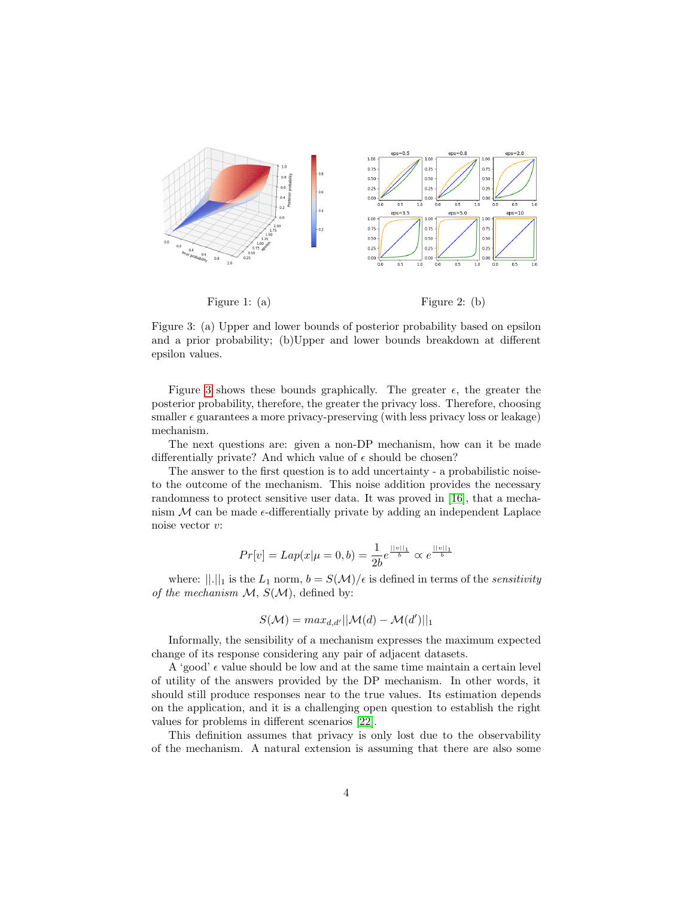Figure 1: (a)

Figure 2: (b)

Figure 3: (a) Upper and lower bounds of posterior probability based on epsilon and a prior probability; (b)Upper and lower bounds breakdown at different epsilon values.

Figure 3 shows these bounds graphically. The greater $\epsilon$, the greater the posterior probability, therefore, the greater the privacy loss. Therefore, choosing smaller $\epsilon$ guarantees a more privacy-preserving (with less privacy loss or leakage) mechanism.

The next questions are: given a non-DP mechanism, how can it be made differentially private? And which value of $\epsilon$ should be chosen?

The answer to the first question is to add uncertainty - a probabilistic noise-to the outcome of the mechanism. This noise addition provides the necessary randomness to protect sensitive user data. It was proved in [16], that a mechanism $\mathcal{M}$ can be made $\epsilon$-differentially private by adding an independent Laplace noise vector $v$:

$$Pr[v] = Lap(x|\mu = 0, b) = \frac{1}{2b} e^{\frac{||v||_1}{b}} \propto e^{\frac{||v||_1}{b}}$$

where: $||.||_1$ is the $L_1$ norm, $b = S(\mathcal{M})/\epsilon$ is defined in terms of the *sensitivity of the mechanism* $\mathcal{M}$, $S(\mathcal{M})$, defined by:

$$S(\mathcal{M}) = max_{d,d'}||\mathcal{M}(d) - \mathcal{M}(d')||_1$$

Informally, the sensibility of a mechanism expresses the maximum expected change of its response considering any pair of adjacent datasets.

A 'good' $\epsilon$ value should be low and at the same time maintain a certain level of utility of the answers provided by the DP mechanism. In other words, it should still produce responses near to the true values. Its estimation depends on the application, and it is a challenging open question to establish the right values for problems in different scenarios [22].

This definition assumes that privacy is only lost due to the observability of the mechanism. A natural extension is assuming that there are also some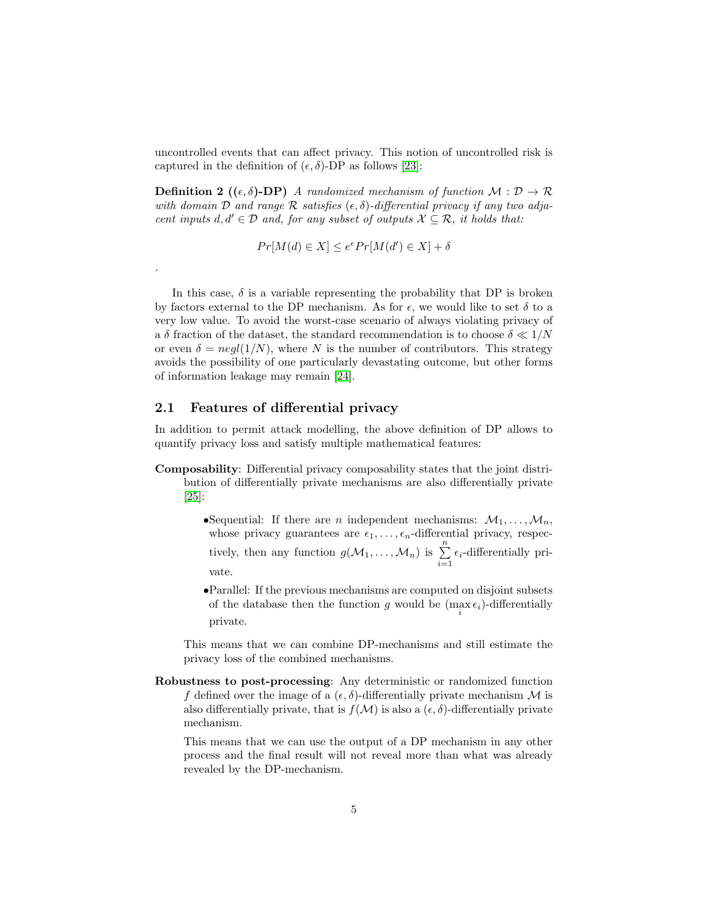uncontrolled events that can affect privacy. This notion of uncontrolled risk is captured in the definition of $(\epsilon, \delta)$-DP as follows [23]:

**Definition 2 ($(\epsilon, \delta)$-DP)** *A randomized mechanism of function $\mathcal{M} : \mathcal{D} \rightarrow \mathcal{R}$ with domain $\mathcal{D}$ and range $\mathcal{R}$ satisfies $(\epsilon, \delta)$-differential privacy if any two adjacent inputs $d, d' \in \mathcal{D}$ and, for any subset of outputs $\mathcal{X} \subseteq \mathcal{R}$, it holds that:*

$$Pr[M(d) \in X] \leq e^{\epsilon} Pr[M(d') \in X] + \delta$$

.

In this case, $\delta$ is a variable representing the probability that DP is broken by factors external to the DP mechanism. As for $\epsilon$, we would like to set $\delta$ to a very low value. To avoid the worst-case scenario of always violating privacy of a $\delta$ fraction of the dataset, the standard recommendation is to choose $\delta \ll 1/N$ or even $\delta = negl(1/N)$, where $N$ is the number of contributors. This strategy avoids the possibility of one particularly devastating outcome, but other forms of information leakage may remain [24].

## 2.1 Features of differential privacy

In addition to permit attack modelling, the above definition of DP allows to quantify privacy loss and satisfy multiple mathematical features:

**Composability**: Differential privacy composability states that the joint distribution of differentially private mechanisms are also differentially private [25]:

- Sequential: If there are $n$ independent mechanisms: $\mathcal{M}_1, \ldots, \mathcal{M}_n$, whose privacy guarantees are $\epsilon_1, \ldots, \epsilon_n$-differential privacy, respectively, then any function $g(\mathcal{M}_1, \ldots, \mathcal{M}_n)$ is $\sum_{i=1}^{n} \epsilon_i$-differentially private.
- Parallel: If the previous mechanisms are computed on disjoint subsets of the database then the function $g$ would be $(\max_i \epsilon_i)$-differentially private.

This means that we can combine DP-mechanisms and still estimate the privacy loss of the combined mechanisms.

**Robustness to post-processing**: Any deterministic or randomized function $f$ defined over the image of a $(\epsilon, \delta)$-differentially private mechanism $\mathcal{M}$ is also differentially private, that is $f(\mathcal{M})$ is also a $(\epsilon, \delta)$-differentially private mechanism.

This means that we can use the output of a DP mechanism in any other process and the final result will not reveal more than what was already revealed by the DP-mechanism.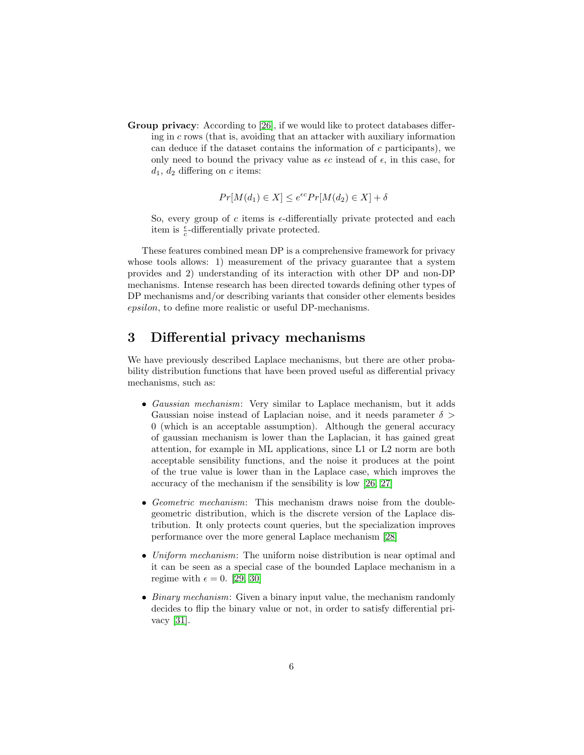**Group privacy**: According to [26], if we would like to protect databases differing in $c$ rows (that is, avoiding that an attacker with auxiliary information can deduce if the dataset contains the information of $c$ participants), we only need to bound the privacy value as $\epsilon c$ instead of $\epsilon$, in this case, for $d_1$, $d_2$ differing on $c$ items:

$$Pr[M(d_1) \in X] \leq e^{\epsilon c} Pr[M(d_2) \in X] + \delta$$

So, every group of $c$ items is $\epsilon$-differentially private protected and each item is $\frac{\epsilon}{c}$-differentially private protected.

These features combined mean DP is a comprehensive framework for privacy whose tools allows: 1) measurement of the privacy guarantee that a system provides and 2) understanding of its interaction with other DP and non-DP mechanisms. Intense research has been directed towards defining other types of DP mechanisms and/or describing variants that consider other elements besides *epsilon*, to define more realistic or useful DP-mechanisms.

## 3 Differential privacy mechanisms

We have previously described Laplace mechanisms, but there are other probability distribution functions that have been proved useful as differential privacy mechanisms, such as:

- *Gaussian mechanism*: Very similar to Laplace mechanism, but it adds Gaussian noise instead of Laplacian noise, and it needs parameter $\delta > 0$ (which is an acceptable assumption). Although the general accuracy of gaussian mechanism is lower than the Laplacian, it has gained great attention, for example in ML applications, since L1 or L2 norm are both acceptable sensibility functions, and the noise it produces at the point of the true value is lower than in the Laplace case, which improves the accuracy of the mechanism if the sensibility is low [26, 27]
- *Geometric mechanism*: This mechanism draws noise from the double-geometric distribution, which is the discrete version of the Laplace distribution. It only protects count queries, but the specialization improves performance over the more general Laplace mechanism [28]
- *Uniform mechanism*: The uniform noise distribution is near optimal and it can be seen as a special case of the bounded Laplace mechanism in a regime with $\epsilon = 0$. [29, 30]
- *Binary mechanism*: Given a binary input value, the mechanism randomly decides to flip the binary value or not, in order to satisfy differential privacy [31].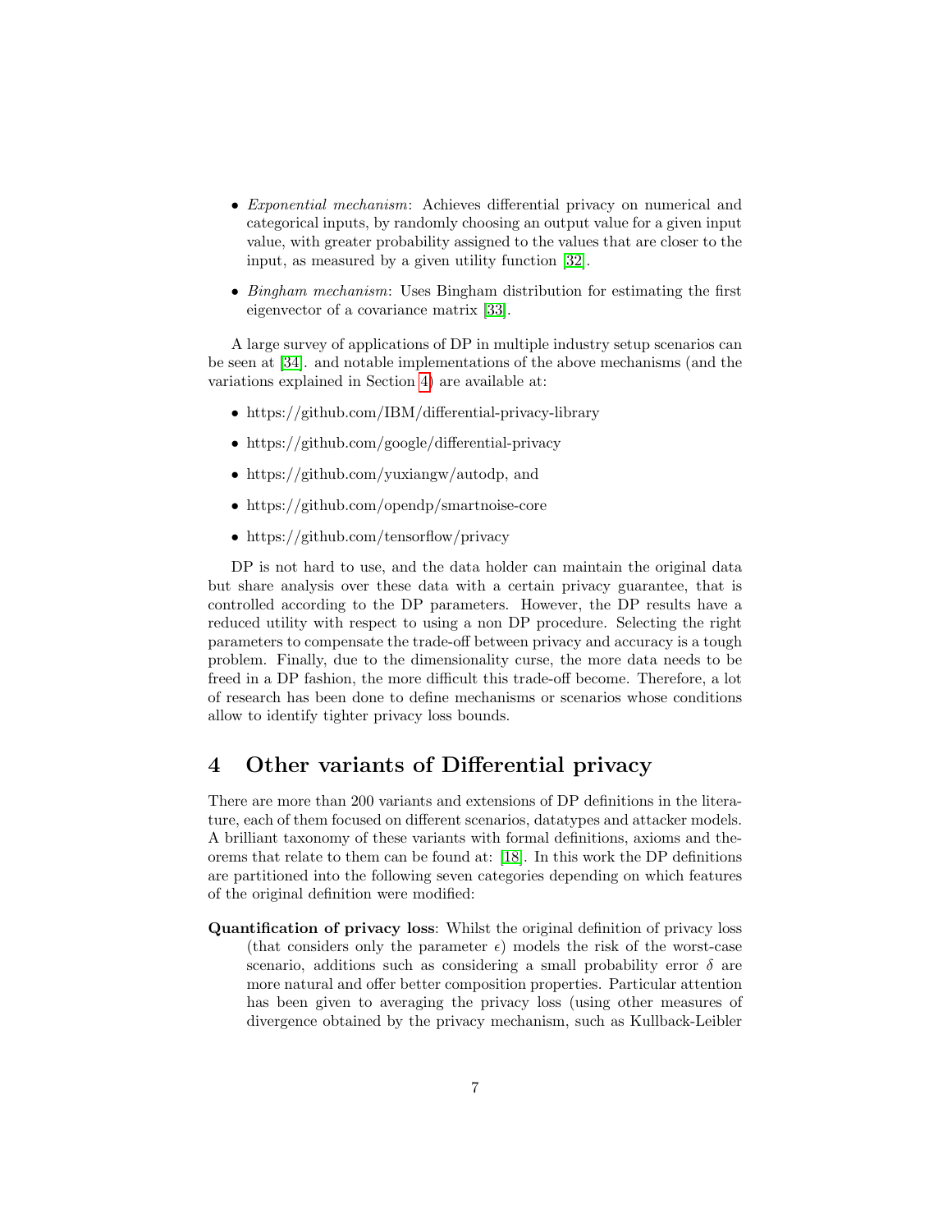- *Exponential mechanism*: Achieves differential privacy on numerical and categorical inputs, by randomly choosing an output value for a given input value, with greater probability assigned to the values that are closer to the input, as measured by a given utility function [32].

- *Bingham mechanism*: Uses Bingham distribution for estimating the first eigenvector of a covariance matrix [33].

A large survey of applications of DP in multiple industry setup scenarios can be seen at [34]. and notable implementations of the above mechanisms (and the variations explained in Section 4) are available at:

- https://github.com/IBM/differential-privacy-library
- https://github.com/google/differential-privacy
- https://github.com/yuxiangw/autodp, and
- https://github.com/opendp/smartnoise-core
- https://github.com/tensorflow/privacy

DP is not hard to use, and the data holder can maintain the original data but share analysis over these data with a certain privacy guarantee, that is controlled according to the DP parameters. However, the DP results have a reduced utility with respect to using a non DP procedure. Selecting the right parameters to compensate the trade-off between privacy and accuracy is a tough problem. Finally, due to the dimensionality curse, the more data needs to be freed in a DP fashion, the more difficult this trade-off become. Therefore, a lot of research has been done to define mechanisms or scenarios whose conditions allow to identify tighter privacy loss bounds.

# 4 Other variants of Differential privacy

There are more than 200 variants and extensions of DP definitions in the literature, each of them focused on different scenarios, datatypes and attacker models. A brilliant taxonomy of these variants with formal definitions, axioms and theorems that relate to them can be found at: [18]. In this work the DP definitions are partitioned into the following seven categories depending on which features of the original definition were modified:

**Quantification of privacy loss**: Whilst the original definition of privacy loss (that considers only the parameter $\epsilon$) models the risk of the worst-case scenario, additions such as considering a small probability error $\delta$ are more natural and offer better composition properties. Particular attention has been given to averaging the privacy loss (using other measures of divergence obtained by the privacy mechanism, such as Kullback-Leibler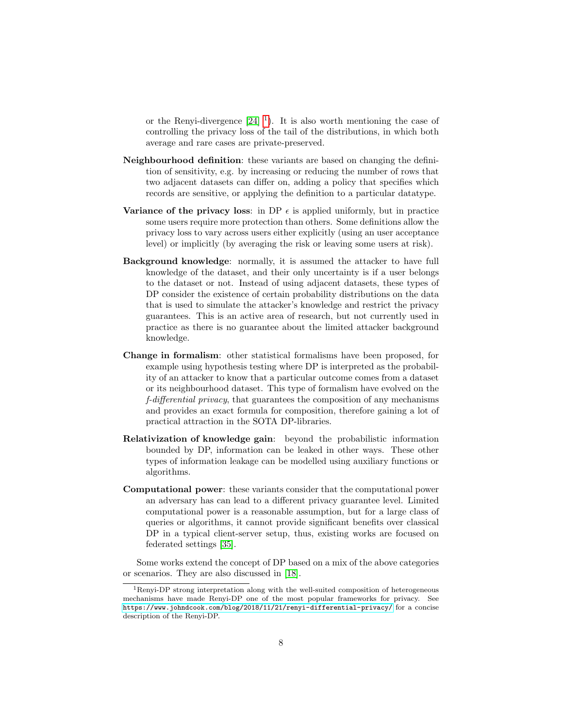or the Renyi-divergence [24] [1]). It is also worth mentioning the case of controlling the privacy loss of the tail of the distributions, in which both average and rare cases are private-preserved.

**Neighbourhood definition**: these variants are based on changing the definition of sensitivity, e.g. by increasing or reducing the number of rows that two adjacent datasets can differ on, adding a policy that specifies which records are sensitive, or applying the definition to a particular datatype.

**Variance of the privacy loss**: in DP $\epsilon$ is applied uniformly, but in practice some users require more protection than others. Some definitions allow the privacy loss to vary across users either explicitly (using an user acceptance level) or implicitly (by averaging the risk or leaving some users at risk).

**Background knowledge**: normally, it is assumed the attacker to have full knowledge of the dataset, and their only uncertainty is if a user belongs to the dataset or not. Instead of using adjacent datasets, these types of DP consider the existence of certain probability distributions on the data that is used to simulate the attacker's knowledge and restrict the privacy guarantees. This is an active area of research, but not currently used in practice as there is no guarantee about the limited attacker background knowledge.

**Change in formalism**: other statistical formalisms have been proposed, for example using hypothesis testing where DP is interpreted as the probability of an attacker to know that a particular outcome comes from a dataset or its neighbourhood dataset. This type of formalism have evolved on the *f-differential privacy*, that guarantees the composition of any mechanisms and provides an exact formula for composition, therefore gaining a lot of practical attraction in the SOTA DP-libraries.

**Relativization of knowledge gain**: beyond the probabilistic information bounded by DP, information can be leaked in other ways. These other types of information leakage can be modelled using auxiliary functions or algorithms.

**Computational power**: these variants consider that the computational power an adversary has can lead to a different privacy guarantee level. Limited computational power is a reasonable assumption, but for a large class of queries or algorithms, it cannot provide significant benefits over classical DP in a typical client-server setup, thus, existing works are focused on federated settings [35].

Some works extend the concept of DP based on a mix of the above categories or scenarios. They are also discussed in [18].

---

[1] Renyi-DP strong interpretation along with the well-suited composition of heterogeneous mechanisms have made Renyi-DP one of the most popular frameworks for privacy. See `https://www.johndcook.com/blog/2018/11/21/renyi-differential-privacy/` for a concise description of the Renyi-DP.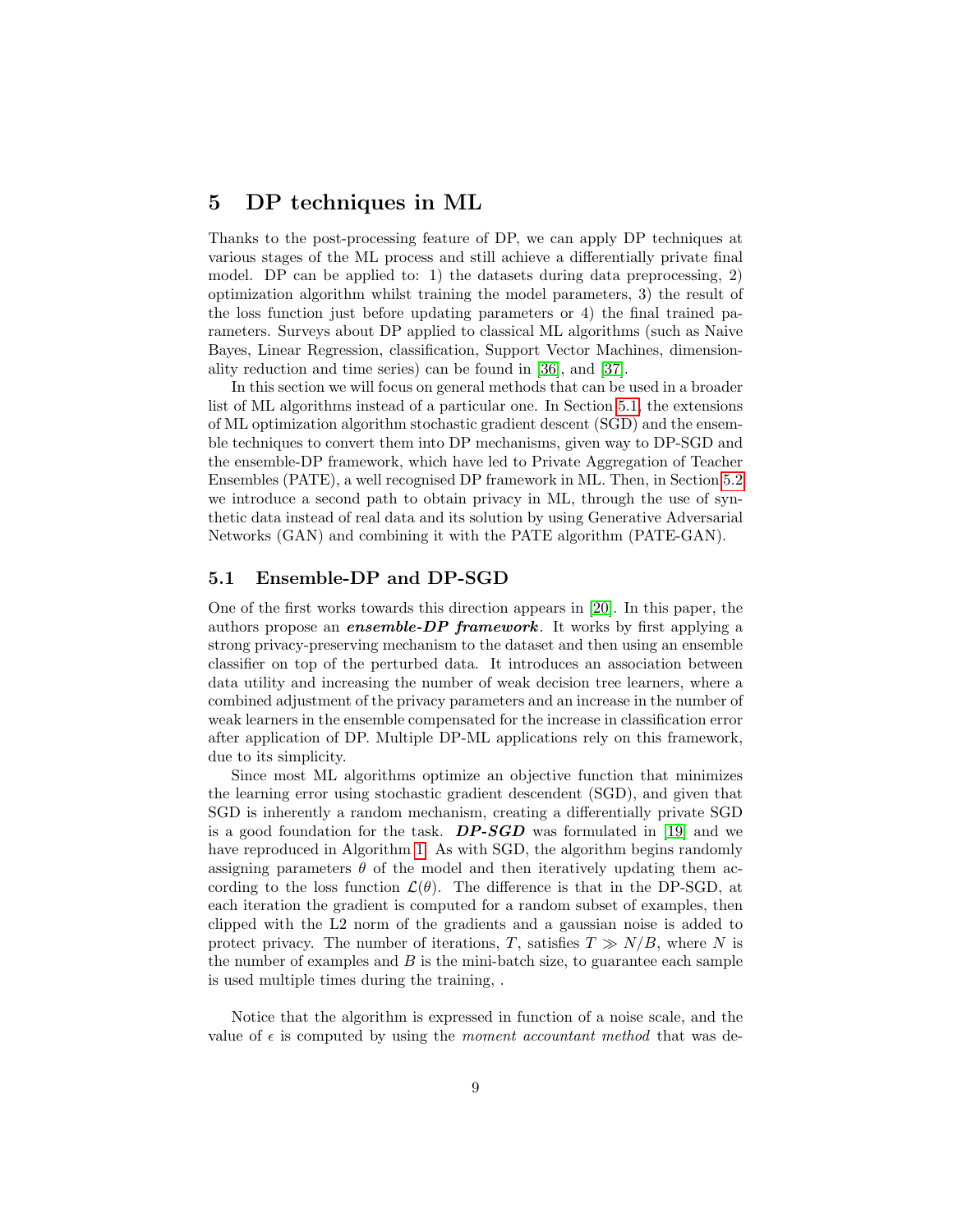## 5 DP techniques in ML

Thanks to the post-processing feature of DP, we can apply DP techniques at various stages of the ML process and still achieve a differentially private final model. DP can be applied to: 1) the datasets during data preprocessing, 2) optimization algorithm whilst training the model parameters, 3) the result of the loss function just before updating parameters or 4) the final trained parameters. Surveys about DP applied to classical ML algorithms (such as Naive Bayes, Linear Regression, classification, Support Vector Machines, dimensionality reduction and time series) can be found in [36], and [37].

In this section we will focus on general methods that can be used in a broader list of ML algorithms instead of a particular one. In Section 5.1, the extensions of ML optimization algorithm stochastic gradient descent (SGD) and the ensemble techniques to convert them into DP mechanisms, given way to DP-SGD and the ensemble-DP framework, which have led to Private Aggregation of Teacher Ensembles (PATE), a well recognised DP framework in ML. Then, in Section 5.2 we introduce a second path to obtain privacy in ML, through the use of synthetic data instead of real data and its solution by using Generative Adversarial Networks (GAN) and combining it with the PATE algorithm (PATE-GAN).

### 5.1 Ensemble-DP and DP-SGD

One of the first works towards this direction appears in [20]. In this paper, the authors propose an ***ensemble-DP framework***. It works by first applying a strong privacy-preserving mechanism to the dataset and then using an ensemble classifier on top of the perturbed data. It introduces an association between data utility and increasing the number of weak decision tree learners, where a combined adjustment of the privacy parameters and an increase in the number of weak learners in the ensemble compensated for the increase in classification error after application of DP. Multiple DP-ML applications rely on this framework, due to its simplicity.

Since most ML algorithms optimize an objective function that minimizes the learning error using stochastic gradient descendent (SGD), and given that SGD is inherently a random mechanism, creating a differentially private SGD is a good foundation for the task. ***DP-SGD*** was formulated in [19] and we have reproduced in Algorithm 1. As with SGD, the algorithm begins randomly assigning parameters $\theta$ of the model and then iteratively updating them according to the loss function $\mathcal{L}(\theta)$. The difference is that in the DP-SGD, at each iteration the gradient is computed for a random subset of examples, then clipped with the L2 norm of the gradients and a gaussian noise is added to protect privacy. The number of iterations, $T$, satisfies $T \gg N/B$, where $N$ is the number of examples and $B$ is the mini-batch size, to guarantee each sample is used multiple times during the training, .

Notice that the algorithm is expressed in function of a noise scale, and the value of $\epsilon$ is computed by using the *moment accountant method* that was de-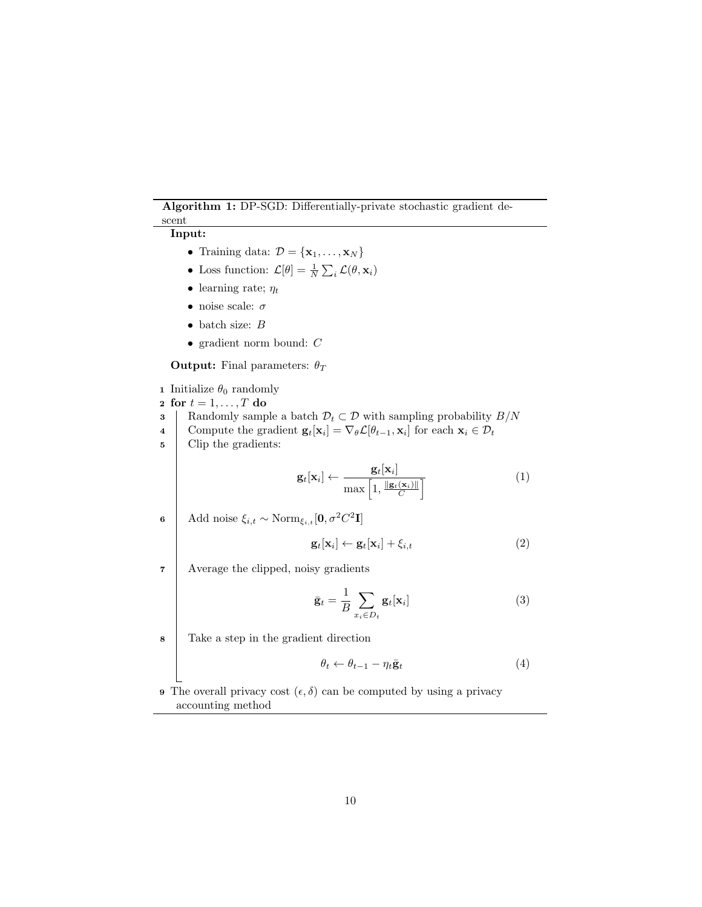**Algorithm 1:** DP-SGD: Differentially-private stochastic gradient descent

**Input:**

- Training data: $\mathcal{D} = \{\mathbf{x}_1, \ldots, \mathbf{x}_N\}$
- Loss function: $\mathcal{L}[\theta] = \frac{1}{N}\sum_i \mathcal{L}(\theta, \mathbf{x}_i)$
- learning rate; $\eta_t$
- noise scale: $\sigma$
- batch size: $B$
- gradient norm bound: $C$

**Output:** Final parameters: $\theta_T$

1 Initialize $\theta_0$ randomly

2 **for** $t = 1, \ldots, T$ **do**

3 Randomly sample a batch $\mathcal{D}_t \subset \mathcal{D}$ with sampling probability $B/N$

4 Compute the gradient $\mathbf{g}_t[\mathbf{x}_i] = \nabla_\theta \mathcal{L}[\theta_{t-1}, \mathbf{x}_i]$ for each $\mathbf{x}_i \in \mathcal{D}_t$

5 Clip the gradients:

$$\mathbf{g}_t[\mathbf{x}_i] \leftarrow \frac{\mathbf{g}_t[\mathbf{x}_i]}{\max\left[1, \frac{\|\mathbf{g}_t(\mathbf{x}_i)\|}{C}\right]} \tag{1}$$

6 Add noise $\xi_{i,t} \sim \text{Norm}_{\xi_{i,t}}[\mathbf{0}, \sigma^2 C^2 \mathbf{I}]$

$$\mathbf{g}_t[\mathbf{x}_i] \leftarrow \mathbf{g}_t[\mathbf{x}_i] + \xi_{i,t} \tag{2}$$

7 Average the clipped, noisy gradients

$$\bar{\mathbf{g}}_t = \frac{1}{B}\sum_{x_i \in D_t} \mathbf{g}_t[\mathbf{x}_i] \tag{3}$$

8 Take a step in the gradient direction

$$\theta_t \leftarrow \theta_{t-1} - \eta_t \bar{\mathbf{g}}_t \tag{4}$$

9 The overall privacy cost $(\epsilon, \delta)$ can be computed by using a privacy accounting method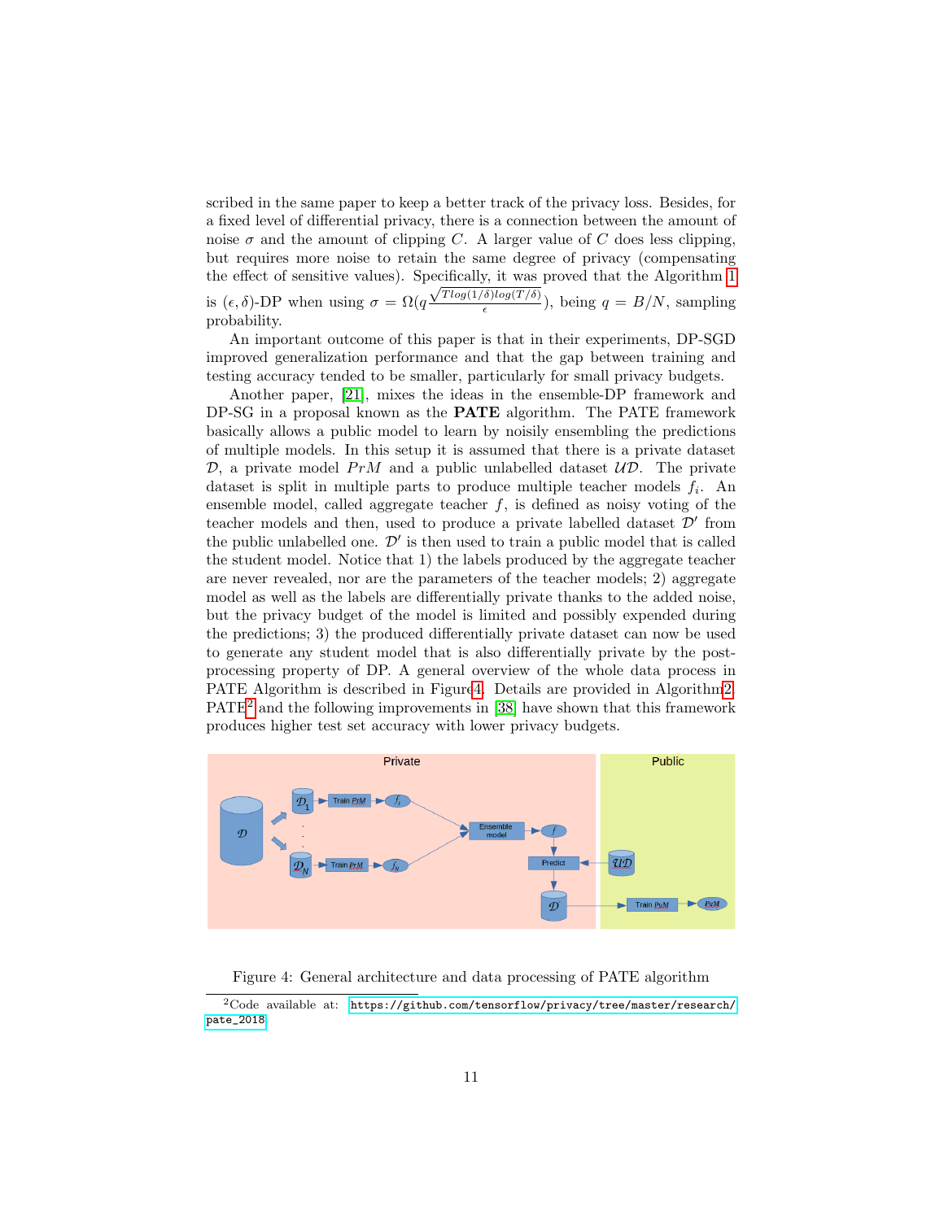scribed in the same paper to keep a better track of the privacy loss. Besides, for a fixed level of differential privacy, there is a connection between the amount of noise $\sigma$ and the amount of clipping $C$. A larger value of $C$ does less clipping, but requires more noise to retain the same degree of privacy (compensating the effect of sensitive values). Specifically, it was proved that the Algorithm 1 is $(\epsilon, \delta)$-DP when using $\sigma = \Omega(q\frac{\sqrt{T log(1/\delta) log(T/\delta)}}{\epsilon})$, being $q = B/N$, sampling probability.

An important outcome of this paper is that in their experiments, DP-SGD improved generalization performance and that the gap between training and testing accuracy tended to be smaller, particularly for small privacy budgets.

Another paper, [21], mixes the ideas in the ensemble-DP framework and DP-SG in a proposal known as the **PATE** algorithm. The PATE framework basically allows a public model to learn by noisily ensembling the predictions of multiple models. In this setup it is assumed that there is a private dataset $\mathcal{D}$, a private model $PrM$ and a public unlabelled dataset $\mathcal{UD}$. The private dataset is split in multiple parts to produce multiple teacher models $f_i$. An ensemble model, called aggregate teacher $f$, is defined as noisy voting of the teacher models and then, used to produce a private labelled dataset $\mathcal{D}'$ from the public unlabelled one. $\mathcal{D}'$ is then used to train a public model that is called the student model. Notice that 1) the labels produced by the aggregate teacher are never revealed, nor are the parameters of the teacher models; 2) aggregate model as well as the labels are differentially private thanks to the added noise, but the privacy budget of the model is limited and possibly expended during the predictions; 3) the produced differentially private dataset can now be used to generate any student model that is also differentially private by the post-processing property of DP. A general overview of the whole data process in PATE Algorithm is described in Figure 4. Details are provided in Algorithm 2. PATE[2] and the following improvements in [38] have shown that this framework produces higher test set accuracy with lower privacy budgets.

Figure 4: General architecture and data processing of PATE algorithm

[2] Code available at: https://github.com/tensorflow/privacy/tree/master/research/pate_2018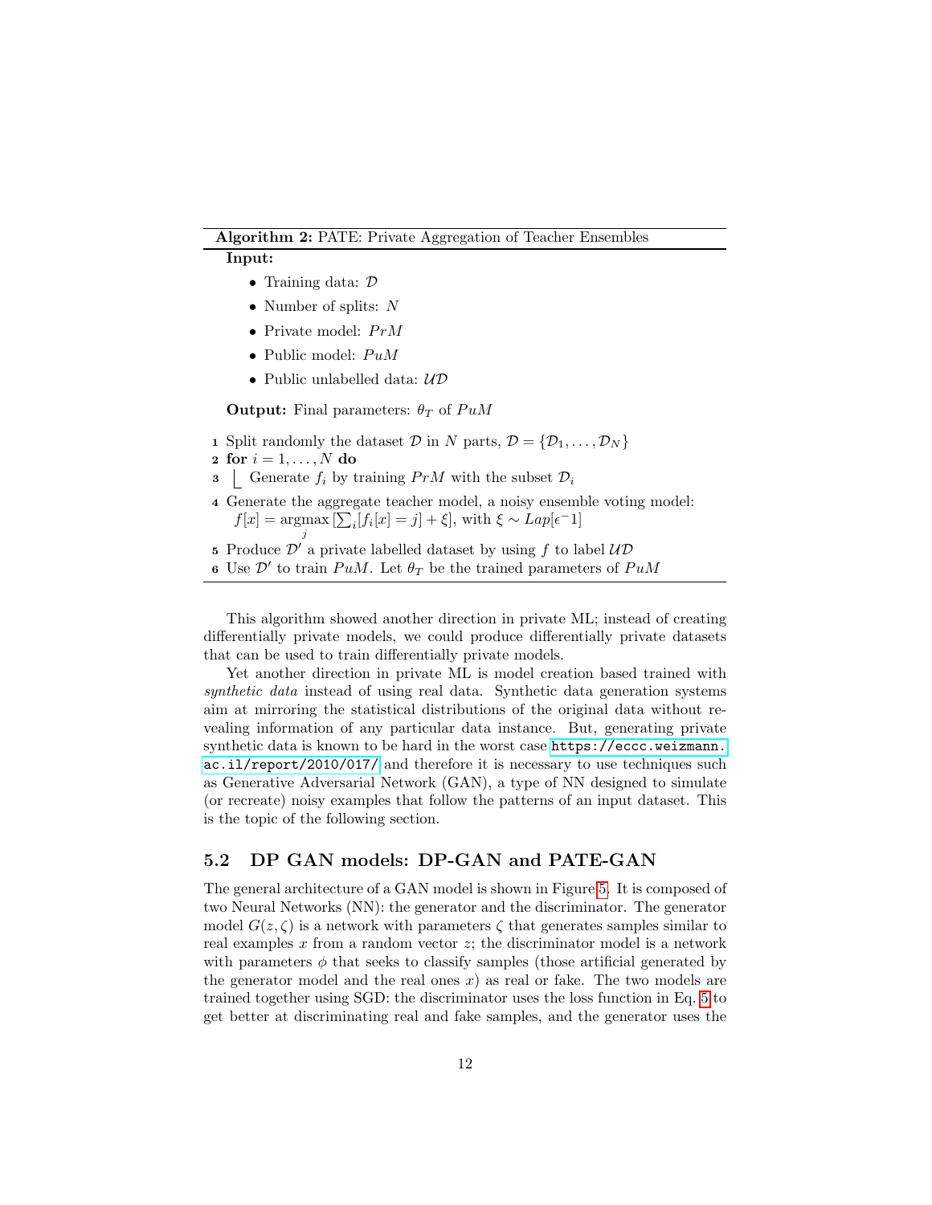**Algorithm 2:** PATE: Private Aggregation of Teacher Ensembles

**Input:**

- Training data: $\mathcal{D}$
- Number of splits: $N$
- Private model: $PrM$
- Public model: $PuM$
- Public unlabelled data: $\mathcal{UD}$

**Output:** Final parameters: $\theta_T$ of $PuM$

1. Split randomly the dataset $\mathcal{D}$ in $N$ parts, $\mathcal{D} = \{\mathcal{D}_1, \ldots, \mathcal{D}_N\}$
2. **for** $i = 1, \ldots, N$ **do**
3. &nbsp;&nbsp;&nbsp;&nbsp;Generate $f_i$ by training $PrM$ with the subset $\mathcal{D}_i$
4. Generate the aggregate teacher model, a noisy ensemble voting model: $f[x] = \underset{j}{\operatorname{argmax}} \left[\sum_i [f_i[x] = j] + \xi\right]$, with $\xi \sim Lap[\epsilon^{-}1]$
5. Produce $\mathcal{D}'$ a private labelled dataset by using $f$ to label $\mathcal{UD}$
6. Use $\mathcal{D}'$ to train $PuM$. Let $\theta_T$ be the trained parameters of $PuM$

This algorithm showed another direction in private ML; instead of creating differentially private models, we could produce differentially private datasets that can be used to train differentially private models.

Yet another direction in private ML is model creation based trained with *synthetic data* instead of using real data. Synthetic data generation systems aim at mirroring the statistical distributions of the original data without revealing information of any particular data instance. But, generating private synthetic data is known to be hard in the worst case `https://eccc.weizmann.ac.il/report/2010/017/` and therefore it is necessary to use techniques such as Generative Adversarial Network (GAN), a type of NN designed to simulate (or recreate) noisy examples that follow the patterns of an input dataset. This is the topic of the following section.

## 5.2 DP GAN models: DP-GAN and PATE-GAN

The general architecture of a GAN model is shown in Figure 5. It is composed of two Neural Networks (NN): the generator and the discriminator. The generator model $G(z, \zeta)$ is a network with parameters $\zeta$ that generates samples similar to real examples $x$ from a random vector $z$; the discriminator model is a network with parameters $\phi$ that seeks to classify samples (those artificial generated by the generator model and the real ones $x$) as real or fake. The two models are trained together using SGD: the discriminator uses the loss function in Eq. 5 to get better at discriminating real and fake samples, and the generator uses the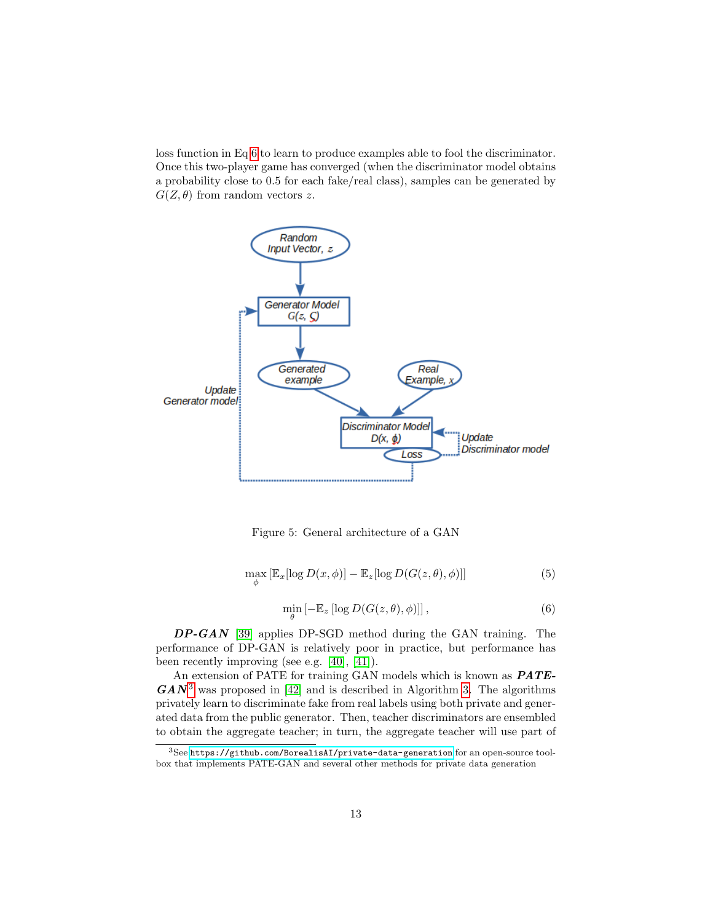loss function in Eq 6 to learn to produce examples able to fool the discriminator. Once this two-player game has converged (when the discriminator model obtains a probability close to 0.5 for each fake/real class), samples can be generated by $G(Z, \theta)$ from random vectors $z$.

Figure 5: General architecture of a GAN

$$\max_{\phi} \left[\mathbb{E}_x[\log D(x, \phi)] - \mathbb{E}_z[\log D(G(z, \theta), \phi)]\right] \tag{5}$$

$$\min_{\theta} \left[-\mathbb{E}_z \left[\log D(G(z, \theta), \phi)\right]\right], \tag{6}$$

***DP-GAN*** [39] applies DP-SGD method during the GAN training. The performance of DP-GAN is relatively poor in practice, but performance has been recently improving (see e.g. [40], [41]).

An extension of PATE for training GAN models which is known as ***PATE-GAN***[3] was proposed in [42] and is described in Algorithm 3. The algorithms privately learn to discriminate fake from real labels using both private and generated data from the public generator. Then, teacher discriminators are ensembled to obtain the aggregate teacher; in turn, the aggregate teacher will use part of

[3] See https://github.com/BorealisAI/private-data-generation for an open-source toolbox that implements PATE-GAN and several other methods for private data generation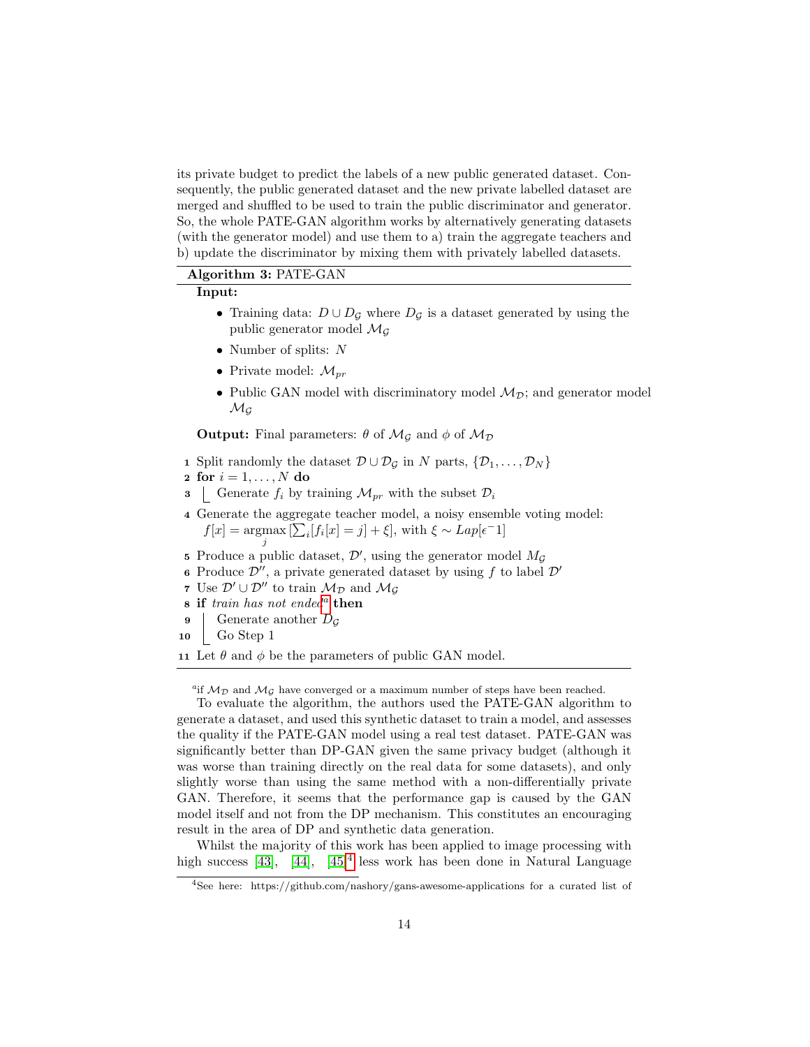its private budget to predict the labels of a new public generated dataset. Consequently, the public generated dataset and the new private labelled dataset are merged and shuffled to be used to train the public discriminator and generator. So, the whole PATE-GAN algorithm works by alternatively generating datasets (with the generator model) and use them to a) train the aggregate teachers and b) update the discriminator by mixing them with privately labelled datasets.

**Algorithm 3:** PATE-GAN

**Input:**

- Training data: $D \cup D_{\mathcal{G}}$ where $D_{\mathcal{G}}$ is a dataset generated by using the public generator model $\mathcal{M}_{\mathcal{G}}$
- Number of splits: $N$
- Private model: $\mathcal{M}_{pr}$
- Public GAN model with discriminatory model $\mathcal{M}_{\mathcal{D}}$; and generator model $\mathcal{M}_{\mathcal{G}}$

**Output:** Final parameters: $\theta$ of $\mathcal{M}_{\mathcal{G}}$ and $\phi$ of $\mathcal{M}_{\mathcal{D}}$

1. Split randomly the dataset $\mathcal{D} \cup \mathcal{D}_{\mathcal{G}}$ in $N$ parts, $\{\mathcal{D}_1, \ldots, \mathcal{D}_N\}$
2. **for** $i = 1, \ldots, N$ **do**
3. &nbsp;&nbsp;&nbsp;&nbsp;Generate $f_i$ by training $\mathcal{M}_{pr}$ with the subset $\mathcal{D}_i$
4. Generate the aggregate teacher model, a noisy ensemble voting model: $f[x] = \underset{j}{\text{argmax}}\,[\sum_i [f_i[x] = j] + \xi]$, with $\xi \sim Lap[\epsilon^-1]$
5. Produce a public dataset, $\mathcal{D}'$, using the generator model $M_{\mathcal{G}}$
6. Produce $\mathcal{D}''$, a private generated dataset by using $f$ to label $\mathcal{D}'$
7. Use $\mathcal{D}' \cup \mathcal{D}''$ to train $\mathcal{M}_{\mathcal{D}}$ and $\mathcal{M}_{\mathcal{G}}$
8. **if** *train has not ended*[a] **then**
9. &nbsp;&nbsp;&nbsp;&nbsp;Generate another $D_{\mathcal{G}}$
10. &nbsp;&nbsp;&nbsp;&nbsp;Go Step 1
11. Let $\theta$ and $\phi$ be the parameters of public GAN model.

[a] if $\mathcal{M}_{\mathcal{D}}$ and $\mathcal{M}_{\mathcal{G}}$ have converged or a maximum number of steps have been reached.

To evaluate the algorithm, the authors used the PATE-GAN algorithm to generate a dataset, and used this synthetic dataset to train a model, and assesses the quality if the PATE-GAN model using a real test dataset. PATE-GAN was significantly better than DP-GAN given the same privacy budget (although it was worse than training directly on the real data for some datasets), and only slightly worse than using the same method with a non-differentially private GAN. Therefore, it seems that the performance gap is caused by the GAN model itself and not from the DP mechanism. This constitutes an encouraging result in the area of DP and synthetic data generation.

Whilst the majority of this work has been applied to image processing with high success [43], [44], [45][4] less work has been done in Natural Language

[4] See here: https://github.com/nashory/gans-awesome-applications for a curated list of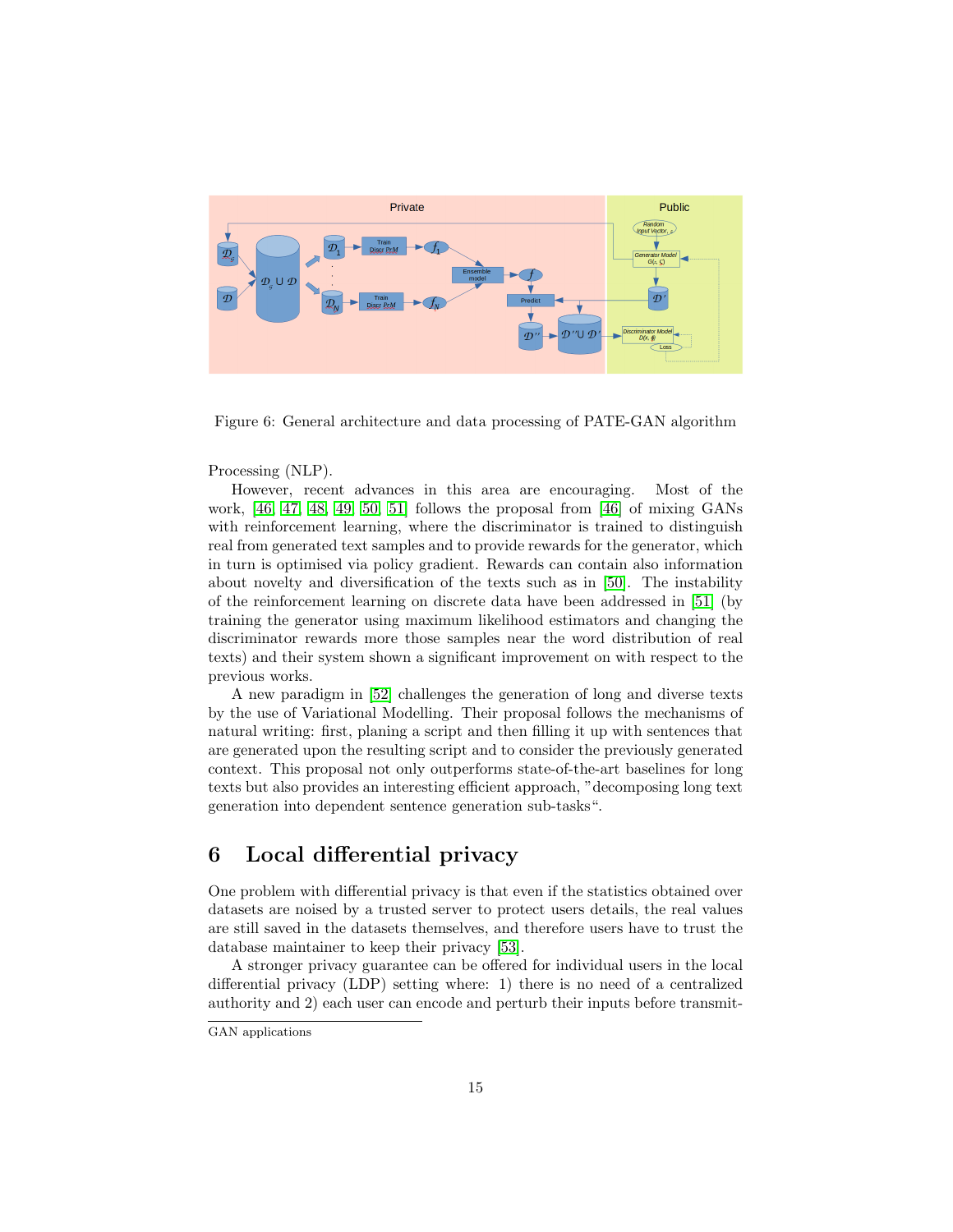Figure 6: General architecture and data processing of PATE-GAN algorithm

Processing (NLP).

However, recent advances in this area are encouraging. Most of the work, [46, 47, 48, 49, 50, 51] follows the proposal from [46] of mixing GANs with reinforcement learning, where the discriminator is trained to distinguish real from generated text samples and to provide rewards for the generator, which in turn is optimised via policy gradient. Rewards can contain also information about novelty and diversification of the texts such as in [50]. The instability of the reinforcement learning on discrete data have been addressed in [51] (by training the generator using maximum likelihood estimators and changing the discriminator rewards more those samples near the word distribution of real texts) and their system shown a significant improvement on with respect to the previous works.

A new paradigm in [52] challenges the generation of long and diverse texts by the use of Variational Modelling. Their proposal follows the mechanisms of natural writing: first, planing a script and then filling it up with sentences that are generated upon the resulting script and to consider the previously generated context. This proposal not only outperforms state-of-the-art baselines for long texts but also provides an interesting efficient approach, "decomposing long text generation into dependent sentence generation sub-tasks".

# 6 Local differential privacy

One problem with differential privacy is that even if the statistics obtained over datasets are noised by a trusted server to protect users details, the real values are still saved in the datasets themselves, and therefore users have to trust the database maintainer to keep their privacy [53].

A stronger privacy guarantee can be offered for individual users in the local differential privacy (LDP) setting where: 1) there is no need of a centralized authority and 2) each user can encode and perturb their inputs before transmit-

GAN applications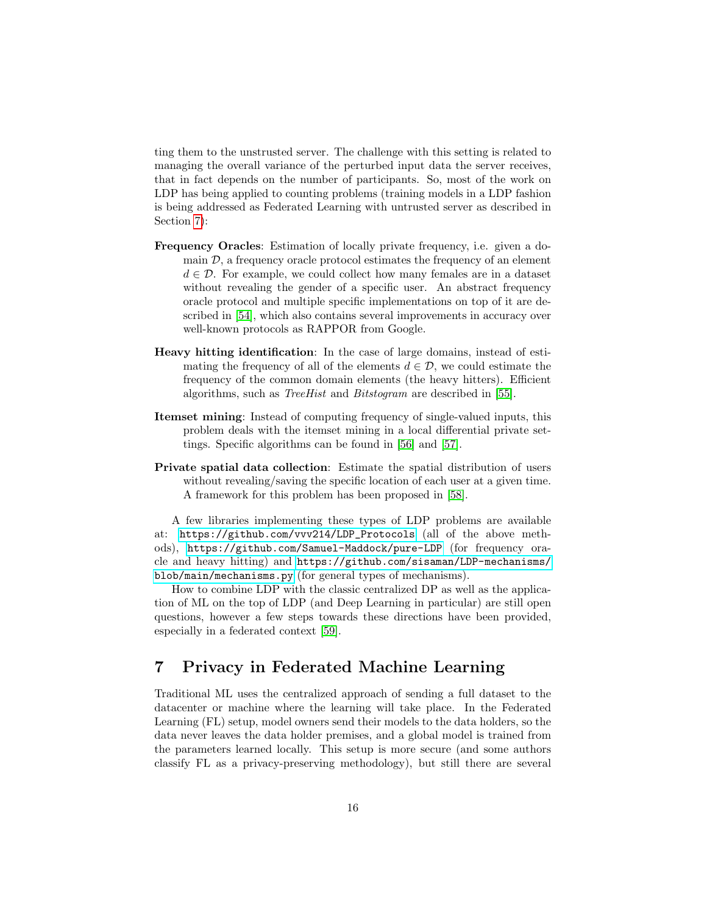ting them to the unstrusted server. The challenge with this setting is related to managing the overall variance of the perturbed input data the server receives, that in fact depends on the number of participants. So, most of the work on LDP has being applied to counting problems (training models in a LDP fashion is being addressed as Federated Learning with untrusted server as described in Section 7):

**Frequency Oracles**: Estimation of locally private frequency, i.e. given a domain $\mathcal{D}$, a frequency oracle protocol estimates the frequency of an element $d \in \mathcal{D}$. For example, we could collect how many females are in a dataset without revealing the gender of a specific user. An abstract frequency oracle protocol and multiple specific implementations on top of it are described in [54], which also contains several improvements in accuracy over well-known protocols as RAPPOR from Google.

**Heavy hitting identification**: In the case of large domains, instead of estimating the frequency of all of the elements $d \in \mathcal{D}$, we could estimate the frequency of the common domain elements (the heavy hitters). Efficient algorithms, such as *TreeHist* and *Bitstogram* are described in [55].

**Itemset mining**: Instead of computing frequency of single-valued inputs, this problem deals with the itemset mining in a local differential private settings. Specific algorithms can be found in [56] and [57].

**Private spatial data collection**: Estimate the spatial distribution of users without revealing/saving the specific location of each user at a given time. A framework for this problem has been proposed in [58].

A few libraries implementing these types of LDP problems are available at: `https://github.com/vvv214/LDP_Protocols` (all of the above methods), `https://github.com/Samuel-Maddock/pure-LDP` (for frequency oracle and heavy hitting) and `https://github.com/sisaman/LDP-mechanisms/blob/main/mechanisms.py` (for general types of mechanisms).

How to combine LDP with the classic centralized DP as well as the application of ML on the top of LDP (and Deep Learning in particular) are still open questions, however a few steps towards these directions have been provided, especially in a federated context [59].

# 7 Privacy in Federated Machine Learning

Traditional ML uses the centralized approach of sending a full dataset to the datacenter or machine where the learning will take place. In the Federated Learning (FL) setup, model owners send their models to the data holders, so the data never leaves the data holder premises, and a global model is trained from the parameters learned locally. This setup is more secure (and some authors classify FL as a privacy-preserving methodology), but still there are several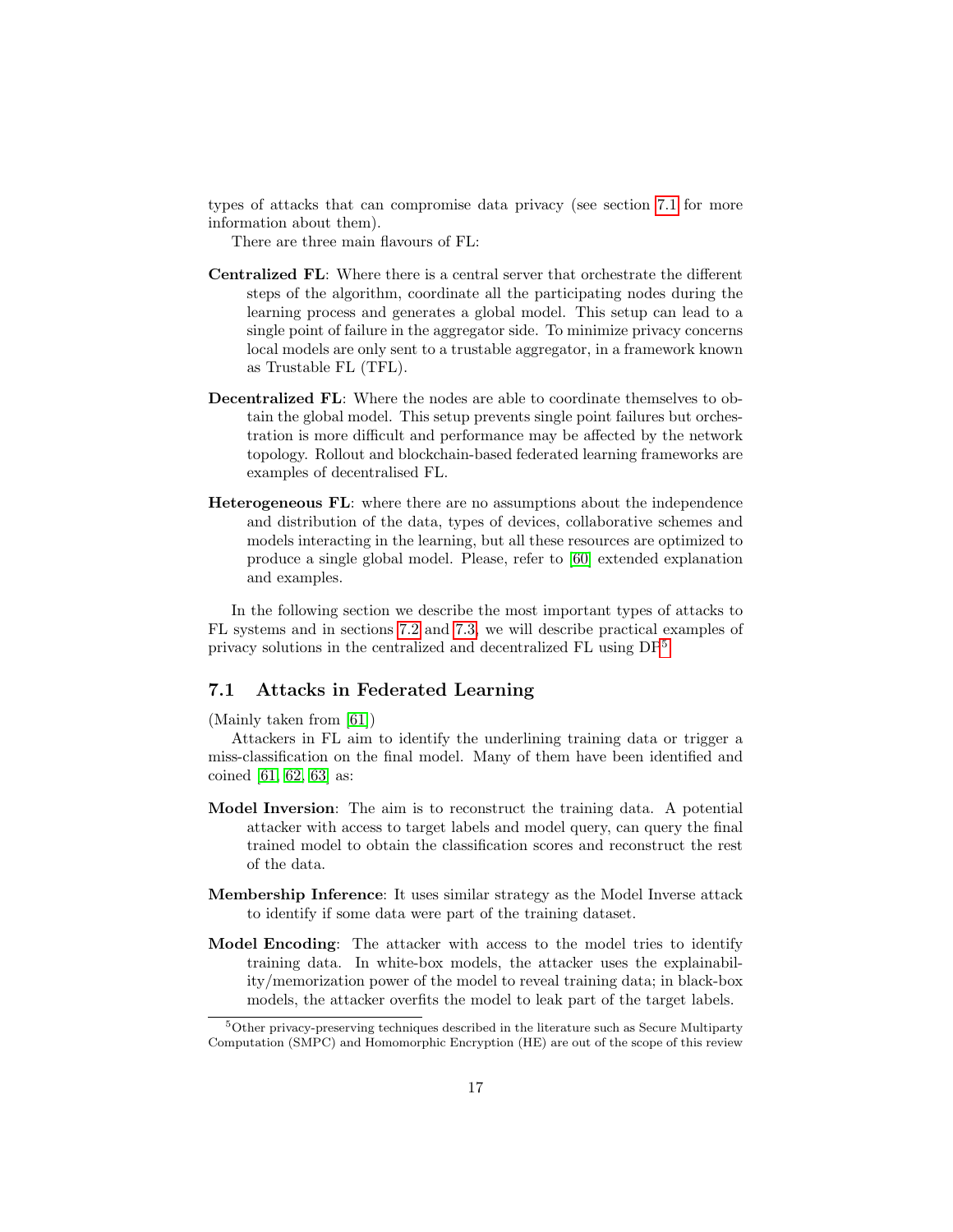types of attacks that can compromise data privacy (see section 7.1 for more information about them).

There are three main flavours of FL:

**Centralized FL**: Where there is a central server that orchestrate the different steps of the algorithm, coordinate all the participating nodes during the learning process and generates a global model. This setup can lead to a single point of failure in the aggregator side. To minimize privacy concerns local models are only sent to a trustable aggregator, in a framework known as Trustable FL (TFL).

**Decentralized FL**: Where the nodes are able to coordinate themselves to obtain the global model. This setup prevents single point failures but orchestration is more difficult and performance may be affected by the network topology. Rollout and blockchain-based federated learning frameworks are examples of decentralised FL.

**Heterogeneous FL**: where there are no assumptions about the independence and distribution of the data, types of devices, collaborative schemes and models interacting in the learning, but all these resources are optimized to produce a single global model. Please, refer to [60] extended explanation and examples.

In the following section we describe the most important types of attacks to FL systems and in sections 7.2 and 7.3, we will describe practical examples of privacy solutions in the centralized and decentralized FL using DP[5].

## 7.1 Attacks in Federated Learning

(Mainly taken from [61])

Attackers in FL aim to identify the underlining training data or trigger a miss-classification on the final model. Many of them have been identified and coined [61, 62, 63] as:

**Model Inversion**: The aim is to reconstruct the training data. A potential attacker with access to target labels and model query, can query the final trained model to obtain the classification scores and reconstruct the rest of the data.

**Membership Inference**: It uses similar strategy as the Model Inverse attack to identify if some data were part of the training dataset.

**Model Encoding**: The attacker with access to the model tries to identify training data. In white-box models, the attacker uses the explainability/memorization power of the model to reveal training data; in black-box models, the attacker overfits the model to leak part of the target labels.

[5] Other privacy-preserving techniques described in the literature such as Secure Multiparty Computation (SMPC) and Homomorphic Encryption (HE) are out of the scope of this review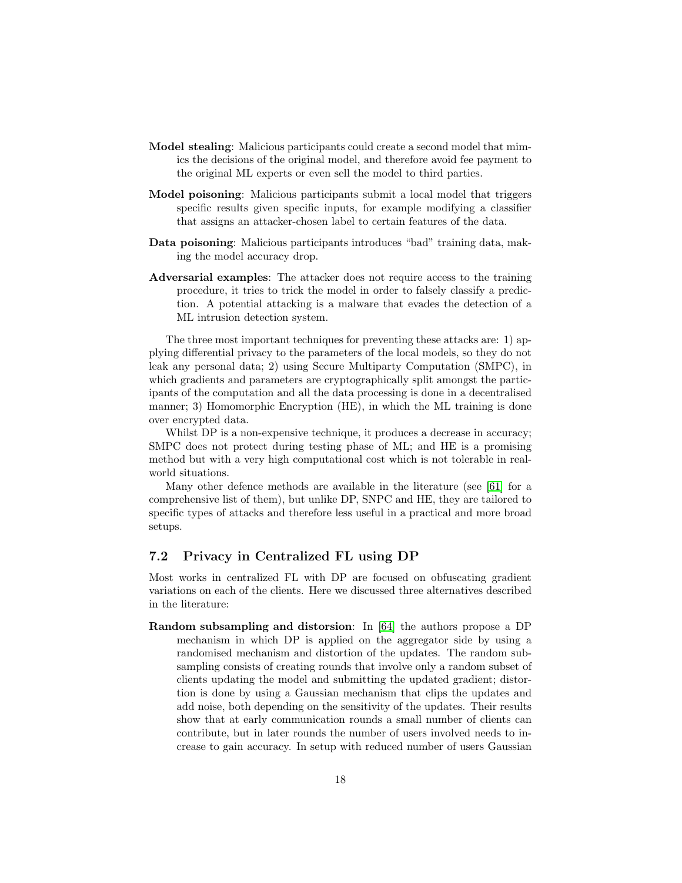**Model stealing**: Malicious participants could create a second model that mimics the decisions of the original model, and therefore avoid fee payment to the original ML experts or even sell the model to third parties.

**Model poisoning**: Malicious participants submit a local model that triggers specific results given specific inputs, for example modifying a classifier that assigns an attacker-chosen label to certain features of the data.

**Data poisoning**: Malicious participants introduces "bad" training data, making the model accuracy drop.

**Adversarial examples**: The attacker does not require access to the training procedure, it tries to trick the model in order to falsely classify a prediction. A potential attacking is a malware that evades the detection of a ML intrusion detection system.

The three most important techniques for preventing these attacks are: 1) applying differential privacy to the parameters of the local models, so they do not leak any personal data; 2) using Secure Multiparty Computation (SMPC), in which gradients and parameters are cryptographically split amongst the participants of the computation and all the data processing is done in a decentralised manner; 3) Homomorphic Encryption (HE), in which the ML training is done over encrypted data.

Whilst DP is a non-expensive technique, it produces a decrease in accuracy; SMPC does not protect during testing phase of ML; and HE is a promising method but with a very high computational cost which is not tolerable in real-world situations.

Many other defence methods are available in the literature (see [61] for a comprehensive list of them), but unlike DP, SNPC and HE, they are tailored to specific types of attacks and therefore less useful in a practical and more broad setups.

## 7.2 Privacy in Centralized FL using DP

Most works in centralized FL with DP are focused on obfuscating gradient variations on each of the clients. Here we discussed three alternatives described in the literature:

**Random subsampling and distorsion**: In [64] the authors propose a DP mechanism in which DP is applied on the aggregator side by using a randomised mechanism and distortion of the updates. The random subsampling consists of creating rounds that involve only a random subset of clients updating the model and submitting the updated gradient; distortion is done by using a Gaussian mechanism that clips the updates and add noise, both depending on the sensitivity of the updates. Their results show that at early communication rounds a small number of clients can contribute, but in later rounds the number of users involved needs to increase to gain accuracy. In setup with reduced number of users Gaussian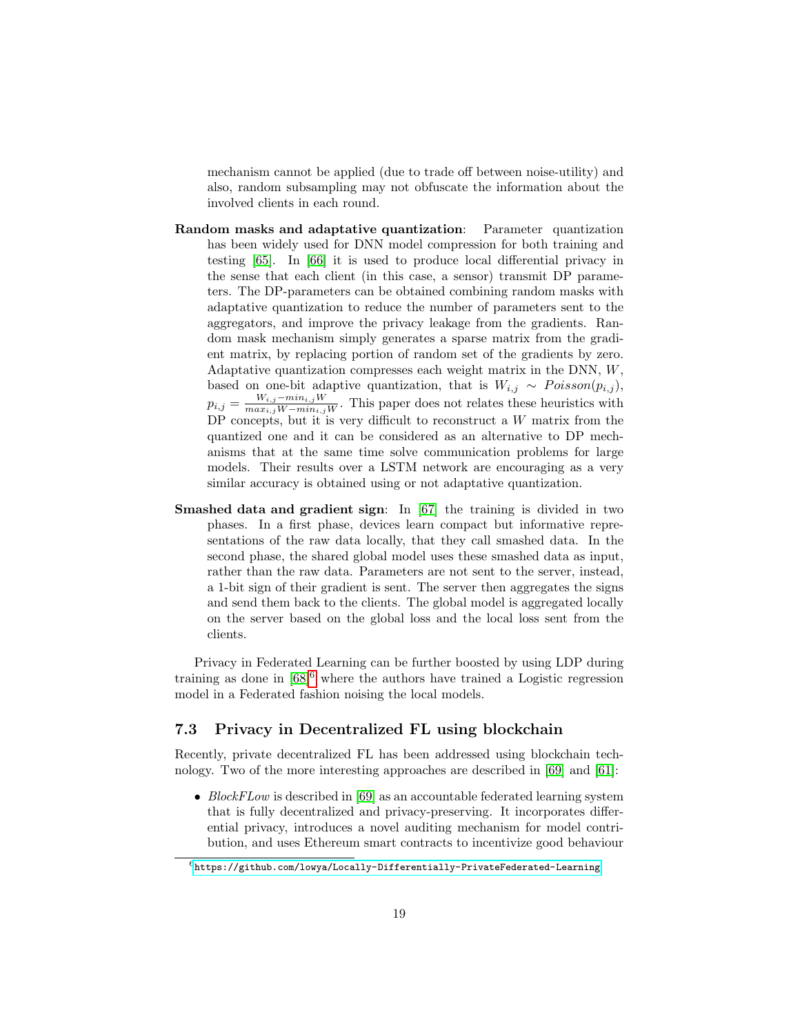mechanism cannot be applied (due to trade off between noise-utility) and also, random subsampling may not obfuscate the information about the involved clients in each round.

**Random masks and adaptative quantization**: Parameter quantization has been widely used for DNN model compression for both training and testing [65]. In [66] it is used to produce local differential privacy in the sense that each client (in this case, a sensor) transmit DP parameters. The DP-parameters can be obtained combining random masks with adaptative quantization to reduce the number of parameters sent to the aggregators, and improve the privacy leakage from the gradients. Random mask mechanism simply generates a sparse matrix from the gradient matrix, by replacing portion of random set of the gradients by zero. Adaptative quantization compresses each weight matrix in the DNN, $W$, based on one-bit adaptive quantization, that is $W_{i,j} \sim Poisson(p_{i,j})$, $p_{i,j} = \frac{W_{i,j} - min_{i,j}W}{max_{i,j}W - min_{i,j}W}$. This paper does not relates these heuristics with DP concepts, but it is very difficult to reconstruct a $W$ matrix from the quantized one and it can be considered as an alternative to DP mechanisms that at the same time solve communication problems for large models. Their results over a LSTM network are encouraging as a very similar accuracy is obtained using or not adaptative quantization.

**Smashed data and gradient sign**: In [67] the training is divided in two phases. In a first phase, devices learn compact but informative representations of the raw data locally, that they call smashed data. In the second phase, the shared global model uses these smashed data as input, rather than the raw data. Parameters are not sent to the server, instead, a 1-bit sign of their gradient is sent. The server then aggregates the signs and send them back to the clients. The global model is aggregated locally on the server based on the global loss and the local loss sent from the clients.

Privacy in Federated Learning can be further boosted by using LDP during training as done in [68][6] where the authors have trained a Logistic regression model in a Federated fashion noising the local models.

### 7.3 Privacy in Decentralized FL using blockchain

Recently, private decentralized FL has been addressed using blockchain technology. Two of the more interesting approaches are described in [69] and [61]:

- *BlockFLow* is described in [69] as an accountable federated learning system that is fully decentralized and privacy-preserving. It incorporates differential privacy, introduces a novel auditing mechanism for model contribution, and uses Ethereum smart contracts to incentivize good behaviour

[6] https://github.com/lowya/Locally-Differentially-PrivateFederated-Learning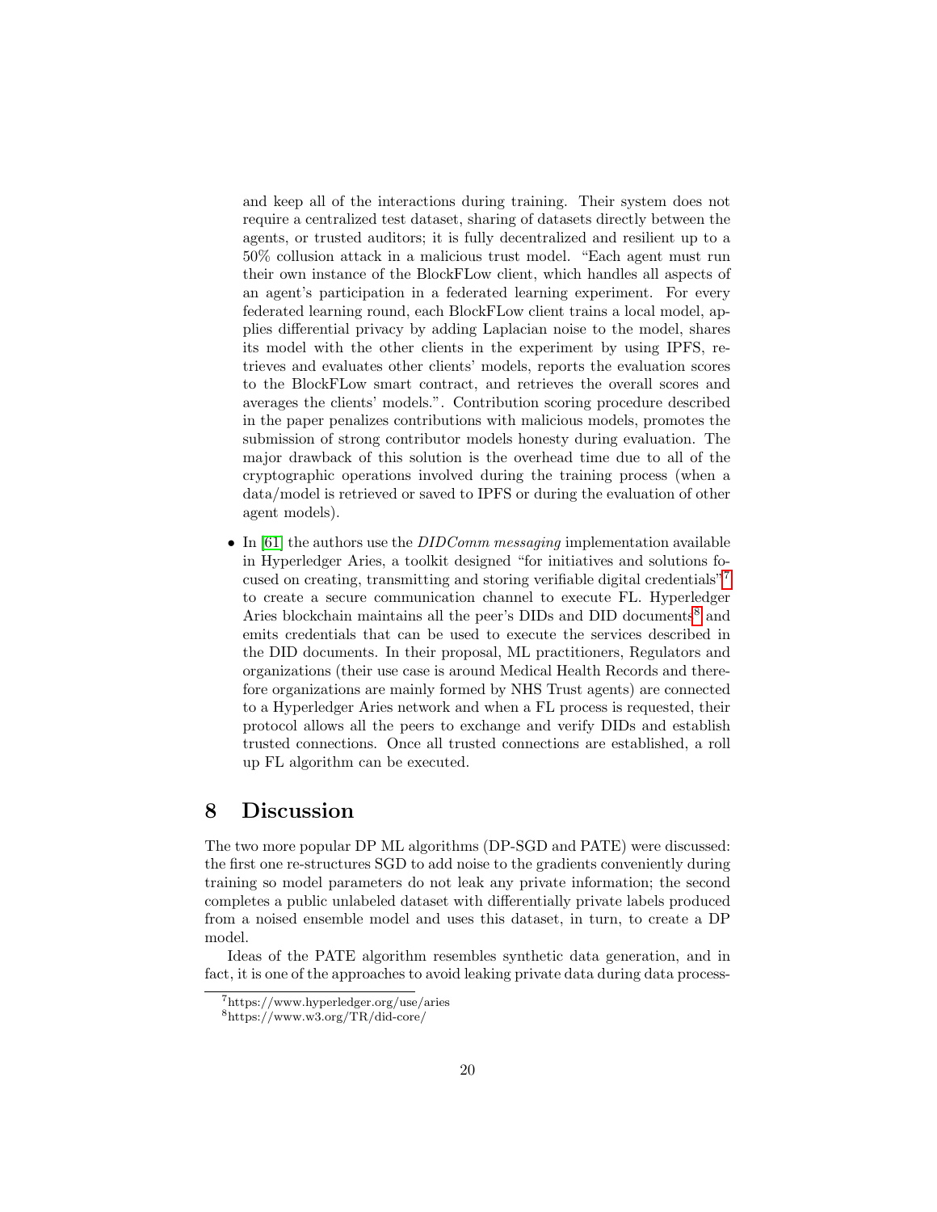and keep all of the interactions during training. Their system does not require a centralized test dataset, sharing of datasets directly between the agents, or trusted auditors; it is fully decentralized and resilient up to a 50% collusion attack in a malicious trust model. "Each agent must run their own instance of the BlockFLow client, which handles all aspects of an agent's participation in a federated learning experiment. For every federated learning round, each BlockFLow client trains a local model, applies differential privacy by adding Laplacian noise to the model, shares its model with the other clients in the experiment by using IPFS, retrieves and evaluates other clients' models, reports the evaluation scores to the BlockFLow smart contract, and retrieves the overall scores and averages the clients' models.". Contribution scoring procedure described in the paper penalizes contributions with malicious models, promotes the submission of strong contributor models honesty during evaluation. The major drawback of this solution is the overhead time due to all of the cryptographic operations involved during the training process (when a data/model is retrieved or saved to IPFS or during the evaluation of other agent models).

- In [61] the authors use the *DIDComm messaging* implementation available in Hyperledger Aries, a toolkit designed "for initiatives and solutions focused on creating, transmitting and storing verifiable digital credentials"[7] to create a secure communication channel to execute FL. Hyperledger Aries blockchain maintains all the peer's DIDs and DID documents[8] and emits credentials that can be used to execute the services described in the DID documents. In their proposal, ML practitioners, Regulators and organizations (their use case is around Medical Health Records and therefore organizations are mainly formed by NHS Trust agents) are connected to a Hyperledger Aries network and when a FL process is requested, their protocol allows all the peers to exchange and verify DIDs and establish trusted connections. Once all trusted connections are established, a roll up FL algorithm can be executed.

# 8 Discussion

The two more popular DP ML algorithms (DP-SGD and PATE) were discussed: the first one re-structures SGD to add noise to the gradients conveniently during training so model parameters do not leak any private information; the second completes a public unlabeled dataset with differentially private labels produced from a noised ensemble model and uses this dataset, in turn, to create a DP model.

Ideas of the PATE algorithm resembles synthetic data generation, and in fact, it is one of the approaches to avoid leaking private data during data process-

[7] https://www.hyperledger.org/use/aries

[8] https://www.w3.org/TR/did-core/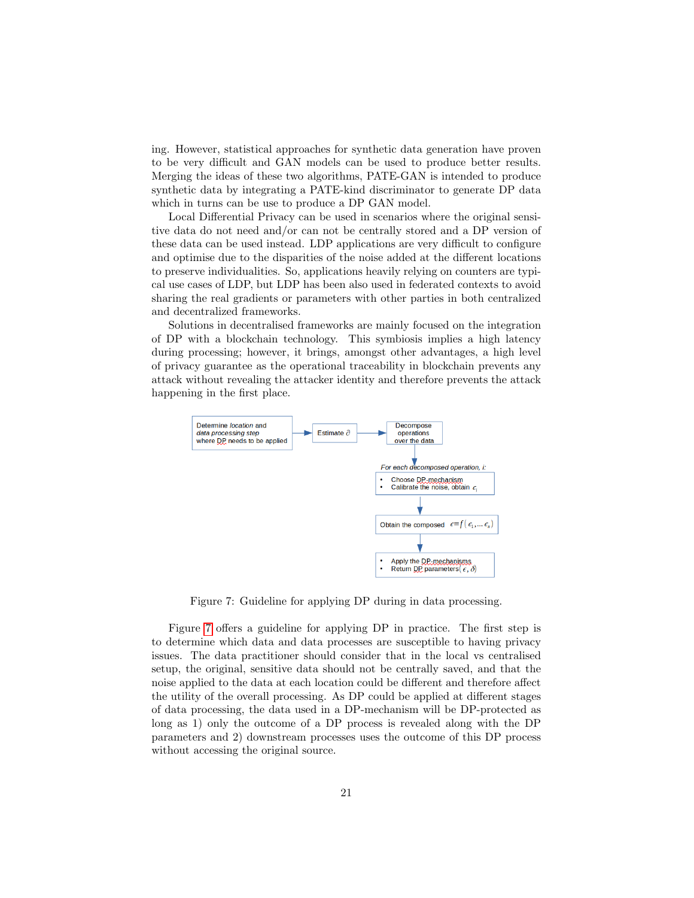ing. However, statistical approaches for synthetic data generation have proven to be very difficult and GAN models can be used to produce better results. Merging the ideas of these two algorithms, PATE-GAN is intended to produce synthetic data by integrating a PATE-kind discriminator to generate DP data which in turns can be use to produce a DP GAN model.

Local Differential Privacy can be used in scenarios where the original sensitive data do not need and/or can not be centrally stored and a DP version of these data can be used instead. LDP applications are very difficult to configure and optimise due to the disparities of the noise added at the different locations to preserve individualities. So, applications heavily relying on counters are typical use cases of LDP, but LDP has been also used in federated contexts to avoid sharing the real gradients or parameters with other parties in both centralized and decentralized frameworks.

Solutions in decentralised frameworks are mainly focused on the integration of DP with a blockchain technology. This symbiosis implies a high latency during processing; however, it brings, amongst other advantages, a high level of privacy guarantee as the operational traceability in blockchain prevents any attack without revealing the attacker identity and therefore prevents the attack happening in the first place.

Determine *location* and *data processing step* where DP needs to be applied → Estimate $\partial$ → Decompose operations over the data

*For each decomposed operation, i:*

- Choose DP mechanism
- Calibrate the noise, obtain $\epsilon_i$

↓

Obtain the composed $\epsilon = f(\epsilon_1, \ldots \epsilon_n)$

↓

- Apply the DP mechanisms
- Return DP parameters $(\epsilon, \delta)$

Figure 7: Guideline for applying DP during in data processing.

Figure 7 offers a guideline for applying DP in practice. The first step is to determine which data and data processes are susceptible to having privacy issues. The data practitioner should consider that in the local vs centralised setup, the original, sensitive data should not be centrally saved, and that the noise applied to the data at each location could be different and therefore affect the utility of the overall processing. As DP could be applied at different stages of data processing, the data used in a DP-mechanism will be DP-protected as long as 1) only the outcome of a DP process is revealed along with the DP parameters and 2) downstream processes uses the outcome of this DP process without accessing the original source.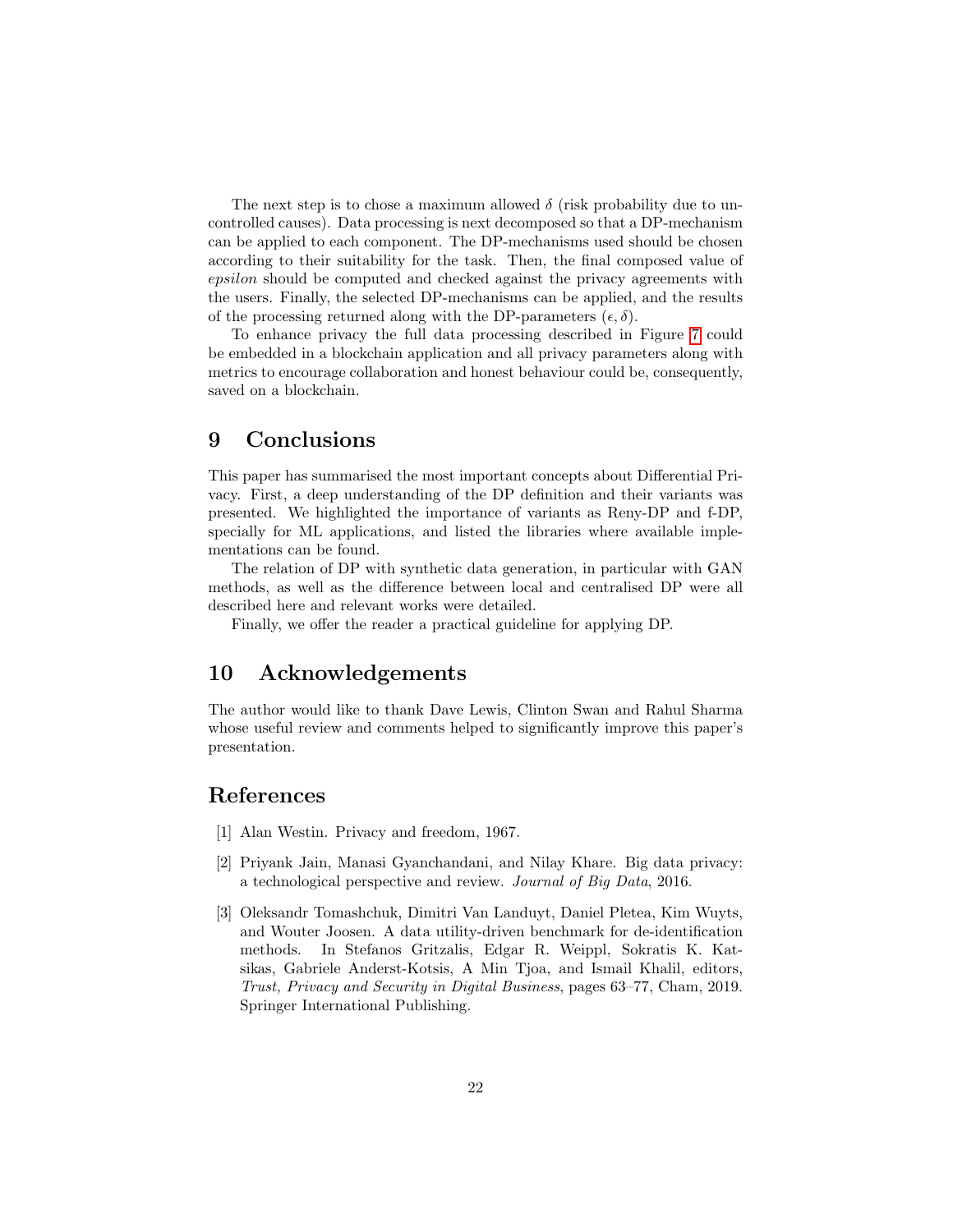The next step is to chose a maximum allowed $\delta$ (risk probability due to uncontrolled causes). Data processing is next decomposed so that a DP-mechanism can be applied to each component. The DP-mechanisms used should be chosen according to their suitability for the task. Then, the final composed value of *epsilon* should be computed and checked against the privacy agreements with the users. Finally, the selected DP-mechanisms can be applied, and the results of the processing returned along with the DP-parameters $(\epsilon, \delta)$.

To enhance privacy the full data processing described in Figure 7 could be embedded in a blockchain application and all privacy parameters along with metrics to encourage collaboration and honest behaviour could be, consequently, saved on a blockchain.

# 9 Conclusions

This paper has summarised the most important concepts about Differential Privacy. First, a deep understanding of the DP definition and their variants was presented. We highlighted the importance of variants as Reny-DP and f-DP, specially for ML applications, and listed the libraries where available implementations can be found.

The relation of DP with synthetic data generation, in particular with GAN methods, as well as the difference between local and centralised DP were all described here and relevant works were detailed.

Finally, we offer the reader a practical guideline for applying DP.

# 10 Acknowledgements

The author would like to thank Dave Lewis, Clinton Swan and Rahul Sharma whose useful review and comments helped to significantly improve this paper's presentation.

# References

[1] Alan Westin. Privacy and freedom, 1967.

[2] Priyank Jain, Manasi Gyanchandani, and Nilay Khare. Big data privacy: a technological perspective and review. *Journal of Big Data*, 2016.

[3] Oleksandr Tomashchuk, Dimitri Van Landuyt, Daniel Pletea, Kim Wuyts, and Wouter Joosen. A data utility-driven benchmark for de-identification methods. In Stefanos Gritzalis, Edgar R. Weippl, Sokratis K. Katsikas, Gabriele Anderst-Kotsis, A Min Tjoa, and Ismail Khalil, editors, *Trust, Privacy and Security in Digital Business*, pages 63–77, Cham, 2019. Springer International Publishing.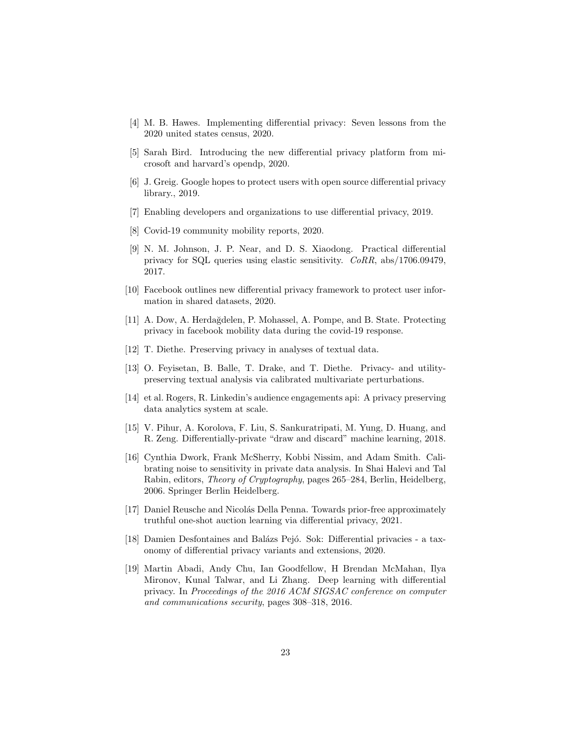[4] M. B. Hawes. Implementing differential privacy: Seven lessons from the 2020 united states census, 2020.

[5] Sarah Bird. Introducing the new differential privacy platform from microsoft and harvard's opendp, 2020.

[6] J. Greig. Google hopes to protect users with open source differential privacy library., 2019.

[7] Enabling developers and organizations to use differential privacy, 2019.

[8] Covid-19 community mobility reports, 2020.

[9] N. M. Johnson, J. P. Near, and D. S. Xiaodong. Practical differential privacy for SQL queries using elastic sensitivity. *CoRR*, abs/1706.09479, 2017.

[10] Facebook outlines new differential privacy framework to protect user information in shared datasets, 2020.

[11] A. Dow, A. Herdağdelen, P. Mohassel, A. Pompe, and B. State. Protecting privacy in facebook mobility data during the covid-19 response.

[12] T. Diethe. Preserving privacy in analyses of textual data.

[13] O. Feyisetan, B. Balle, T. Drake, and T. Diethe. Privacy- and utility-preserving textual analysis via calibrated multivariate perturbations.

[14] et al. Rogers, R. Linkedin's audience engagements api: A privacy preserving data analytics system at scale.

[15] V. Pihur, A. Korolova, F. Liu, S. Sankuratripati, M. Yung, D. Huang, and R. Zeng. Differentially-private "draw and discard" machine learning, 2018.

[16] Cynthia Dwork, Frank McSherry, Kobbi Nissim, and Adam Smith. Calibrating noise to sensitivity in private data analysis. In Shai Halevi and Tal Rabin, editors, *Theory of Cryptography*, pages 265–284, Berlin, Heidelberg, 2006. Springer Berlin Heidelberg.

[17] Daniel Reusche and Nicolás Della Penna. Towards prior-free approximately truthful one-shot auction learning via differential privacy, 2021.

[18] Damien Desfontaines and Balázs Pejó. Sok: Differential privacies - a taxonomy of differential privacy variants and extensions, 2020.

[19] Martin Abadi, Andy Chu, Ian Goodfellow, H Brendan McMahan, Ilya Mironov, Kunal Talwar, and Li Zhang. Deep learning with differential privacy. In *Proceedings of the 2016 ACM SIGSAC conference on computer and communications security*, pages 308–318, 2016.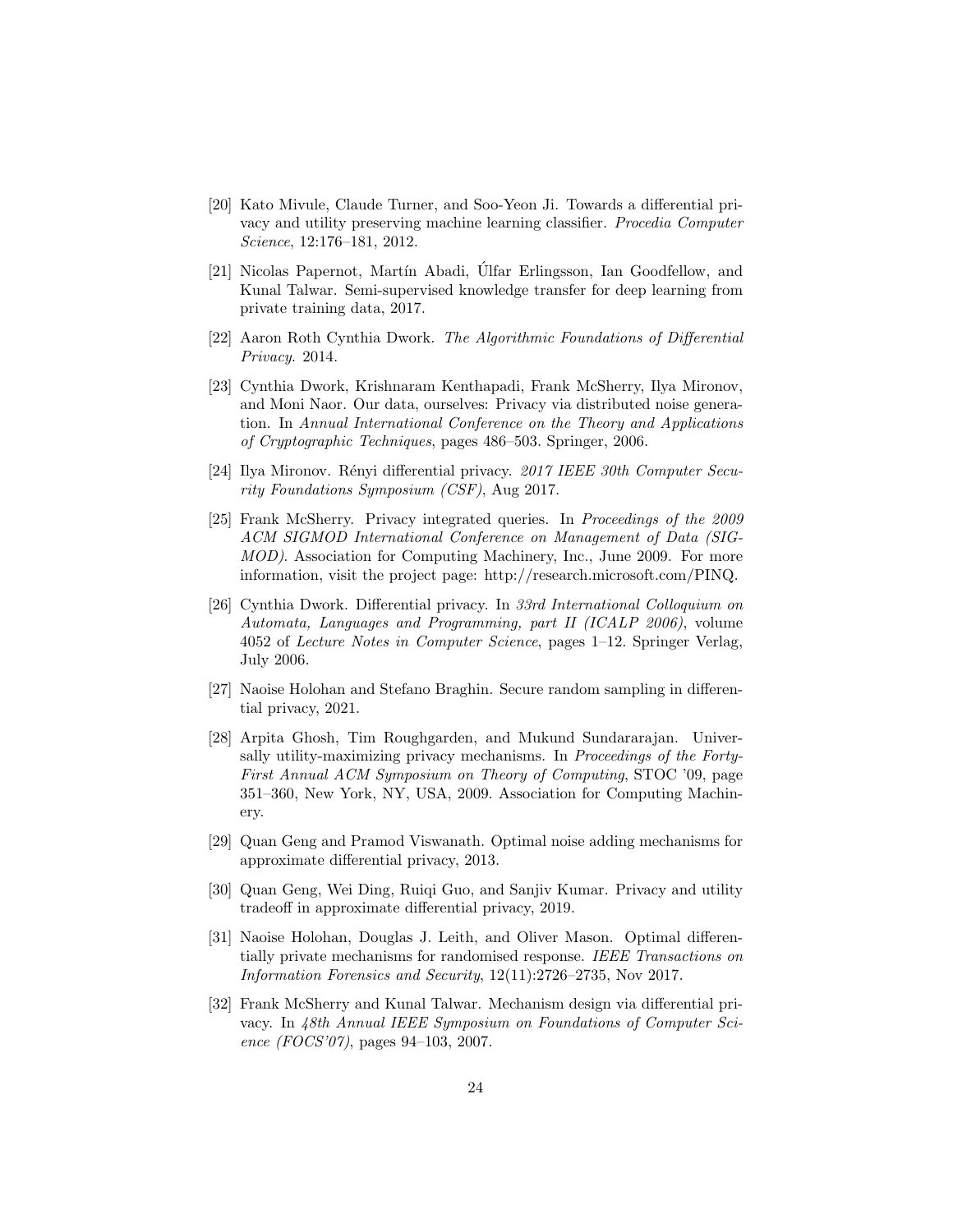[20] Kato Mivule, Claude Turner, and Soo-Yeon Ji. Towards a differential privacy and utility preserving machine learning classifier. *Procedia Computer Science*, 12:176–181, 2012.

[21] Nicolas Papernot, Martín Abadi, Úlfar Erlingsson, Ian Goodfellow, and Kunal Talwar. Semi-supervised knowledge transfer for deep learning from private training data, 2017.

[22] Aaron Roth Cynthia Dwork. *The Algorithmic Foundations of Differential Privacy*. 2014.

[23] Cynthia Dwork, Krishnaram Kenthapadi, Frank McSherry, Ilya Mironov, and Moni Naor. Our data, ourselves: Privacy via distributed noise generation. In *Annual International Conference on the Theory and Applications of Cryptographic Techniques*, pages 486–503. Springer, 2006.

[24] Ilya Mironov. Rényi differential privacy. *2017 IEEE 30th Computer Security Foundations Symposium (CSF)*, Aug 2017.

[25] Frank McSherry. Privacy integrated queries. In *Proceedings of the 2009 ACM SIGMOD International Conference on Management of Data (SIGMOD)*. Association for Computing Machinery, Inc., June 2009. For more information, visit the project page: http://research.microsoft.com/PINQ.

[26] Cynthia Dwork. Differential privacy. In *33rd International Colloquium on Automata, Languages and Programming, part II (ICALP 2006)*, volume 4052 of *Lecture Notes in Computer Science*, pages 1–12. Springer Verlag, July 2006.

[27] Naoise Holohan and Stefano Braghin. Secure random sampling in differential privacy, 2021.

[28] Arpita Ghosh, Tim Roughgarden, and Mukund Sundararajan. Universally utility-maximizing privacy mechanisms. In *Proceedings of the Forty-First Annual ACM Symposium on Theory of Computing*, STOC '09, page 351–360, New York, NY, USA, 2009. Association for Computing Machinery.

[29] Quan Geng and Pramod Viswanath. Optimal noise adding mechanisms for approximate differential privacy, 2013.

[30] Quan Geng, Wei Ding, Ruiqi Guo, and Sanjiv Kumar. Privacy and utility tradeoff in approximate differential privacy, 2019.

[31] Naoise Holohan, Douglas J. Leith, and Oliver Mason. Optimal differentially private mechanisms for randomised response. *IEEE Transactions on Information Forensics and Security*, 12(11):2726–2735, Nov 2017.

[32] Frank McSherry and Kunal Talwar. Mechanism design via differential privacy. In *48th Annual IEEE Symposium on Foundations of Computer Science (FOCS'07)*, pages 94–103, 2007.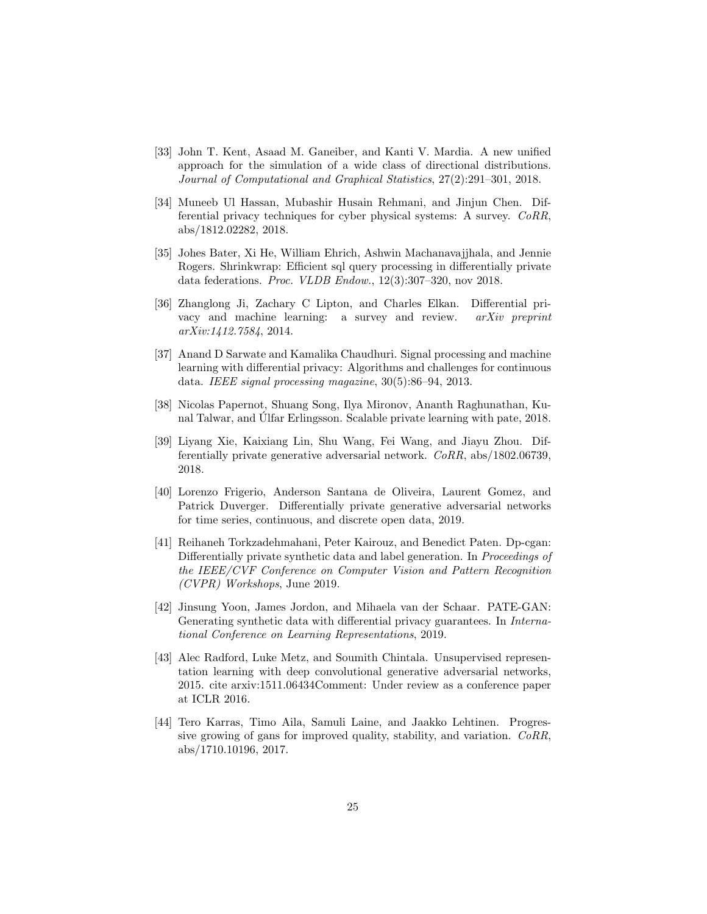[33] John T. Kent, Asaad M. Ganeiber, and Kanti V. Mardia. A new unified approach for the simulation of a wide class of directional distributions. *Journal of Computational and Graphical Statistics*, 27(2):291–301, 2018.

[34] Muneeb Ul Hassan, Mubashir Husain Rehmani, and Jinjun Chen. Differential privacy techniques for cyber physical systems: A survey. *CoRR*, abs/1812.02282, 2018.

[35] Johes Bater, Xi He, William Ehrich, Ashwin Machanavajjhala, and Jennie Rogers. Shrinkwrap: Efficient sql query processing in differentially private data federations. *Proc. VLDB Endow.*, 12(3):307–320, nov 2018.

[36] Zhanglong Ji, Zachary C Lipton, and Charles Elkan. Differential privacy and machine learning: a survey and review. *arXiv preprint arXiv:1412.7584*, 2014.

[37] Anand D Sarwate and Kamalika Chaudhuri. Signal processing and machine learning with differential privacy: Algorithms and challenges for continuous data. *IEEE signal processing magazine*, 30(5):86–94, 2013.

[38] Nicolas Papernot, Shuang Song, Ilya Mironov, Ananth Raghunathan, Kunal Talwar, and Úlfar Erlingsson. Scalable private learning with pate, 2018.

[39] Liyang Xie, Kaixiang Lin, Shu Wang, Fei Wang, and Jiayu Zhou. Differentially private generative adversarial network. *CoRR*, abs/1802.06739, 2018.

[40] Lorenzo Frigerio, Anderson Santana de Oliveira, Laurent Gomez, and Patrick Duverger. Differentially private generative adversarial networks for time series, continuous, and discrete open data, 2019.

[41] Reihaneh Torkzadehmahani, Peter Kairouz, and Benedict Paten. Dp-cgan: Differentially private synthetic data and label generation. In *Proceedings of the IEEE/CVF Conference on Computer Vision and Pattern Recognition (CVPR) Workshops*, June 2019.

[42] Jinsung Yoon, James Jordon, and Mihaela van der Schaar. PATE-GAN: Generating synthetic data with differential privacy guarantees. In *International Conference on Learning Representations*, 2019.

[43] Alec Radford, Luke Metz, and Soumith Chintala. Unsupervised representation learning with deep convolutional generative adversarial networks, 2015. cite arxiv:1511.06434Comment: Under review as a conference paper at ICLR 2016.

[44] Tero Karras, Timo Aila, Samuli Laine, and Jaakko Lehtinen. Progressive growing of gans for improved quality, stability, and variation. *CoRR*, abs/1710.10196, 2017.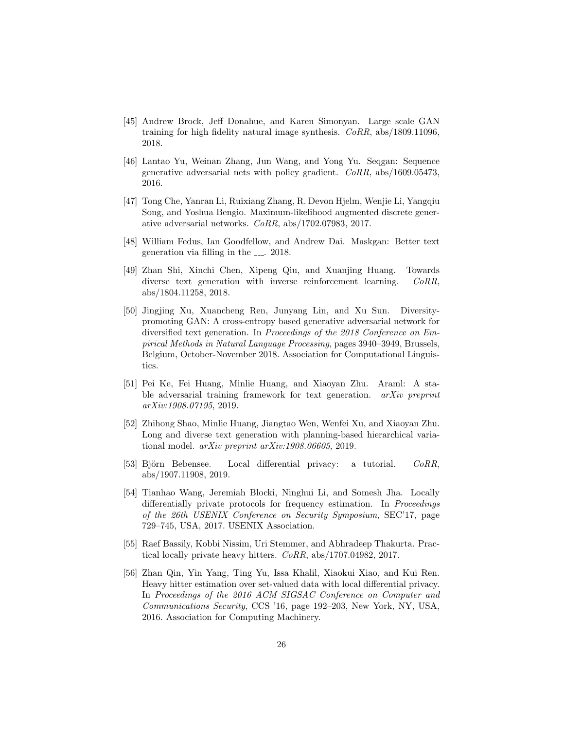[45] Andrew Brock, Jeff Donahue, and Karen Simonyan. Large scale GAN training for high fidelity natural image synthesis. *CoRR*, abs/1809.11096, 2018.

[46] Lantao Yu, Weinan Zhang, Jun Wang, and Yong Yu. Seqgan: Sequence generative adversarial nets with policy gradient. *CoRR*, abs/1609.05473, 2016.

[47] Tong Che, Yanran Li, Ruixiang Zhang, R. Devon Hjelm, Wenjie Li, Yangqiu Song, and Yoshua Bengio. Maximum-likelihood augmented discrete generative adversarial networks. *CoRR*, abs/1702.07983, 2017.

[48] William Fedus, Ian Goodfellow, and Andrew Dai. Maskgan: Better text generation via filling in the \_\_\_. 2018.

[49] Zhan Shi, Xinchi Chen, Xipeng Qiu, and Xuanjing Huang. Towards diverse text generation with inverse reinforcement learning. *CoRR*, abs/1804.11258, 2018.

[50] Jingjing Xu, Xuancheng Ren, Junyang Lin, and Xu Sun. Diversity-promoting GAN: A cross-entropy based generative adversarial network for diversified text generation. In *Proceedings of the 2018 Conference on Empirical Methods in Natural Language Processing*, pages 3940–3949, Brussels, Belgium, October-November 2018. Association for Computational Linguistics.

[51] Pei Ke, Fei Huang, Minlie Huang, and Xiaoyan Zhu. Araml: A stable adversarial training framework for text generation. *arXiv preprint arXiv:1908.07195*, 2019.

[52] Zhihong Shao, Minlie Huang, Jiangtao Wen, Wenfei Xu, and Xiaoyan Zhu. Long and diverse text generation with planning-based hierarchical variational model. *arXiv preprint arXiv:1908.06605*, 2019.

[53] Björn Bebensee. Local differential privacy: a tutorial. *CoRR*, abs/1907.11908, 2019.

[54] Tianhao Wang, Jeremiah Blocki, Ninghui Li, and Somesh Jha. Locally differentially private protocols for frequency estimation. In *Proceedings of the 26th USENIX Conference on Security Symposium*, SEC'17, page 729–745, USA, 2017. USENIX Association.

[55] Raef Bassily, Kobbi Nissim, Uri Stemmer, and Abhradeep Thakurta. Practical locally private heavy hitters. *CoRR*, abs/1707.04982, 2017.

[56] Zhan Qin, Yin Yang, Ting Yu, Issa Khalil, Xiaokui Xiao, and Kui Ren. Heavy hitter estimation over set-valued data with local differential privacy. In *Proceedings of the 2016 ACM SIGSAC Conference on Computer and Communications Security*, CCS '16, page 192–203, New York, NY, USA, 2016. Association for Computing Machinery.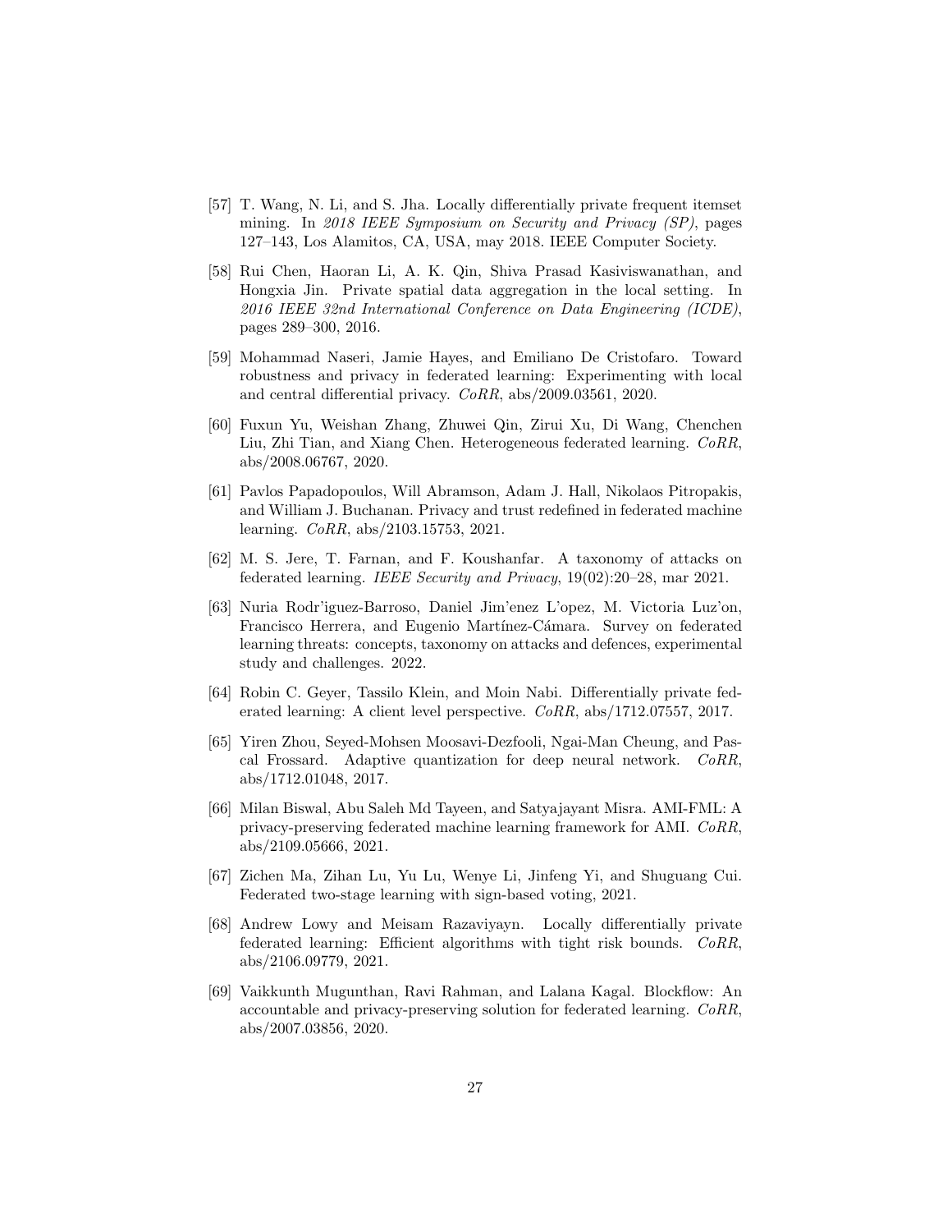[57] T. Wang, N. Li, and S. Jha. Locally differentially private frequent itemset mining. In *2018 IEEE Symposium on Security and Privacy (SP)*, pages 127–143, Los Alamitos, CA, USA, may 2018. IEEE Computer Society.

[58] Rui Chen, Haoran Li, A. K. Qin, Shiva Prasad Kasiviswanathan, and Hongxia Jin. Private spatial data aggregation in the local setting. In *2016 IEEE 32nd International Conference on Data Engineering (ICDE)*, pages 289–300, 2016.

[59] Mohammad Naseri, Jamie Hayes, and Emiliano De Cristofaro. Toward robustness and privacy in federated learning: Experimenting with local and central differential privacy. *CoRR*, abs/2009.03561, 2020.

[60] Fuxun Yu, Weishan Zhang, Zhuwei Qin, Zirui Xu, Di Wang, Chenchen Liu, Zhi Tian, and Xiang Chen. Heterogeneous federated learning. *CoRR*, abs/2008.06767, 2020.

[61] Pavlos Papadopoulos, Will Abramson, Adam J. Hall, Nikolaos Pitropakis, and William J. Buchanan. Privacy and trust redefined in federated machine learning. *CoRR*, abs/2103.15753, 2021.

[62] M. S. Jere, T. Farnan, and F. Koushanfar. A taxonomy of attacks on federated learning. *IEEE Security and Privacy*, 19(02):20–28, mar 2021.

[63] Nuria Rodr'iguez-Barroso, Daniel Jim'enez L'opez, M. Victoria Luz'on, Francisco Herrera, and Eugenio Martínez-Cámara. Survey on federated learning threats: concepts, taxonomy on attacks and defences, experimental study and challenges. 2022.

[64] Robin C. Geyer, Tassilo Klein, and Moin Nabi. Differentially private federated learning: A client level perspective. *CoRR*, abs/1712.07557, 2017.

[65] Yiren Zhou, Seyed-Mohsen Moosavi-Dezfooli, Ngai-Man Cheung, and Pascal Frossard. Adaptive quantization for deep neural network. *CoRR*, abs/1712.01048, 2017.

[66] Milan Biswal, Abu Saleh Md Tayeen, and Satyajayant Misra. AMI-FML: A privacy-preserving federated machine learning framework for AMI. *CoRR*, abs/2109.05666, 2021.

[67] Zichen Ma, Zihan Lu, Yu Lu, Wenye Li, Jinfeng Yi, and Shuguang Cui. Federated two-stage learning with sign-based voting, 2021.

[68] Andrew Lowy and Meisam Razaviyayn. Locally differentially private federated learning: Efficient algorithms with tight risk bounds. *CoRR*, abs/2106.09779, 2021.

[69] Vaikkunth Mugunthan, Ravi Rahman, and Lalana Kagal. Blockflow: An accountable and privacy-preserving solution for federated learning. *CoRR*, abs/2007.03856, 2020.